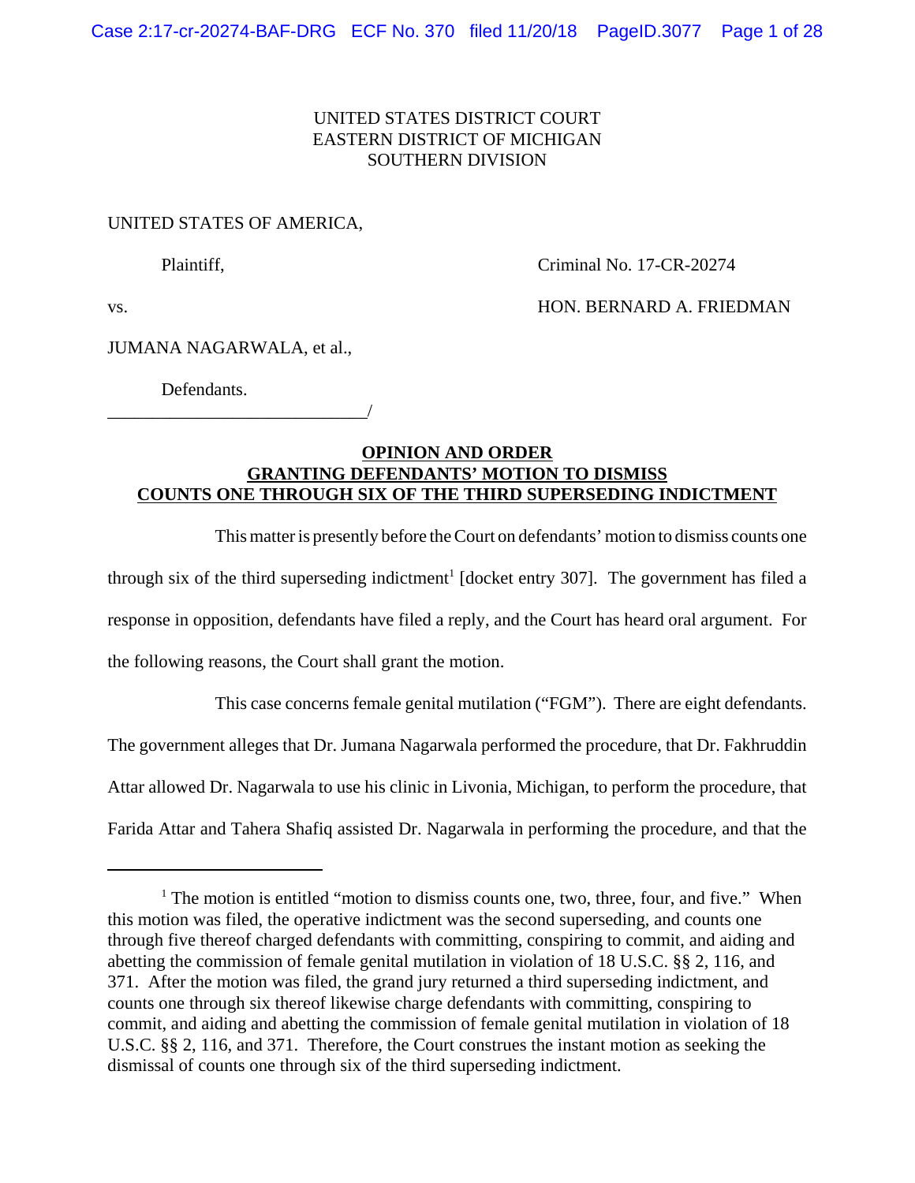UNITED STATES DISTRICT COURT
EASTERN DISTRICT OF MICHIGAN
SOUTHERN DIVISION

UNITED STATES OF AMERICA,

Plaintiff,

Criminal No. 17-CR-20274

vs.

HON. BERNARD A. FRIEDMAN

JUMANA NAGARWALA, et al.,

Defendants.

______________________________/

## OPINION AND ORDER GRANTING DEFENDANTS' MOTION TO DISMISS COUNTS ONE THROUGH SIX OF THE THIRD SUPERSEDING INDICTMENT

This matter is presently before the Court on defendants' motion to dismiss counts one through six of the third superseding indictment[1] [docket entry 307]. The government has filed a response in opposition, defendants have filed a reply, and the Court has heard oral argument. For the following reasons, the Court shall grant the motion.

This case concerns female genital mutilation ("FGM"). There are eight defendants. The government alleges that Dr. Jumana Nagarwala performed the procedure, that Dr. Fakhruddin Attar allowed Dr. Nagarwala to use his clinic in Livonia, Michigan, to perform the procedure, that Farida Attar and Tahera Shafiq assisted Dr. Nagarwala in performing the procedure, and that the

---

[1] The motion is entitled "motion to dismiss counts one, two, three, four, and five." When this motion was filed, the operative indictment was the second superseding, and counts one through five thereof charged defendants with committing, conspiring to commit, and aiding and abetting the commission of female genital mutilation in violation of 18 U.S.C. §§ 2, 116, and 371. After the motion was filed, the grand jury returned a third superseding indictment, and counts one through six thereof likewise charge defendants with committing, conspiring to commit, and aiding and abetting the commission of female genital mutilation in violation of 18 U.S.C. §§ 2, 116, and 371. Therefore, the Court construes the instant motion as seeking the dismissal of counts one through six of the third superseding indictment.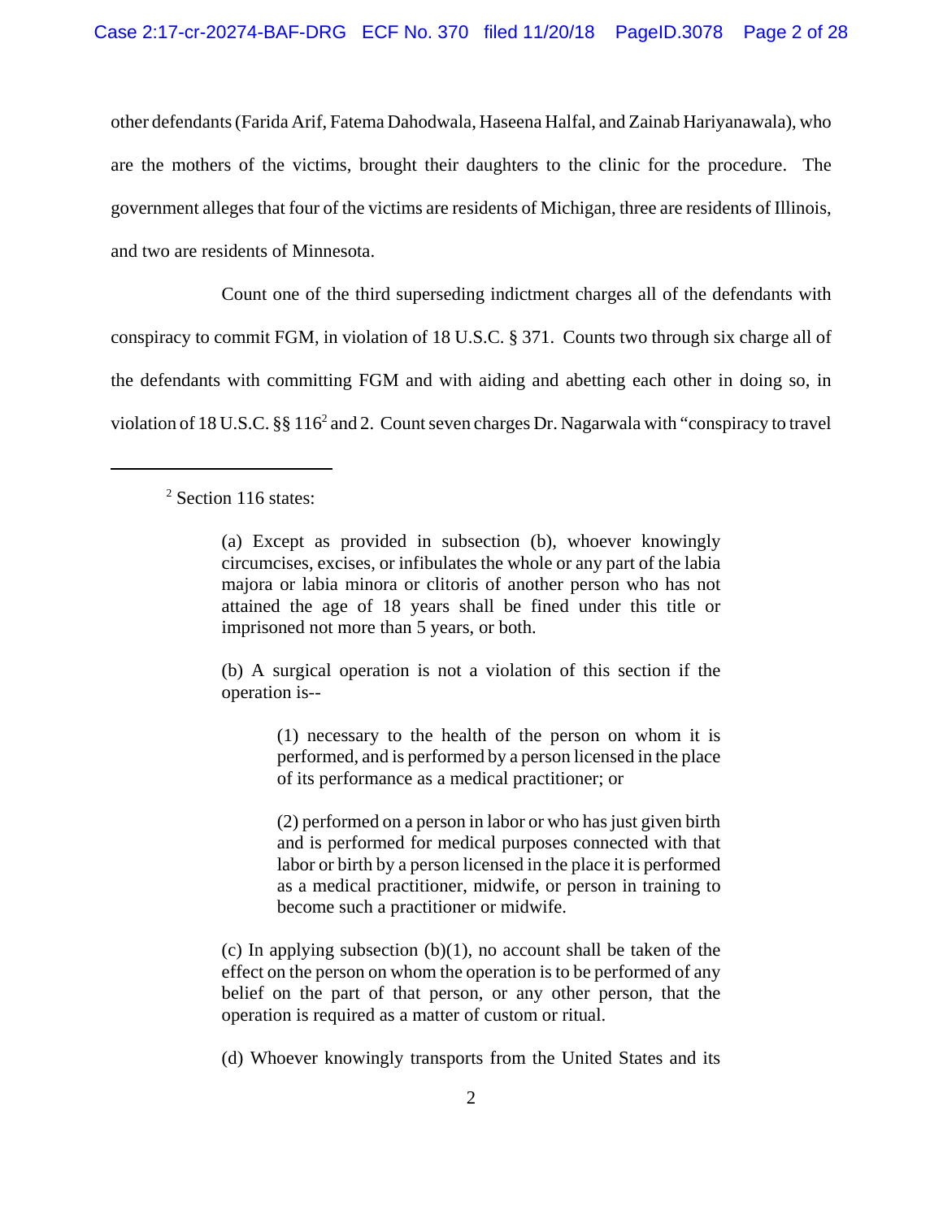other defendants (Farida Arif, Fatema Dahodwala, Haseena Halfal, and Zainab Hariyanawala), who are the mothers of the victims, brought their daughters to the clinic for the procedure. The government alleges that four of the victims are residents of Michigan, three are residents of Illinois, and two are residents of Minnesota.

Count one of the third superseding indictment charges all of the defendants with conspiracy to commit FGM, in violation of 18 U.S.C. § 371. Counts two through six charge all of the defendants with committing FGM and with aiding and abetting each other in doing so, in violation of 18 U.S.C. §§ 116[2] and 2. Count seven charges Dr. Nagarwala with "conspiracy to travel

---

[2] Section 116 states:

> (a) Except as provided in subsection (b), whoever knowingly circumcises, excises, or infibulates the whole or any part of the labia majora or labia minora or clitoris of another person who has not attained the age of 18 years shall be fined under this title or imprisoned not more than 5 years, or both.
>
> (b) A surgical operation is not a violation of this section if the operation is--
>
> > (1) necessary to the health of the person on whom it is performed, and is performed by a person licensed in the place of its performance as a medical practitioner; or
> >
> > (2) performed on a person in labor or who has just given birth and is performed for medical purposes connected with that labor or birth by a person licensed in the place it is performed as a medical practitioner, midwife, or person in training to become such a practitioner or midwife.
>
> (c) In applying subsection (b)(1), no account shall be taken of the effect on the person on whom the operation is to be performed of any belief on the part of that person, or any other person, that the operation is required as a matter of custom or ritual.
>
> (d) Whoever knowingly transports from the United States and its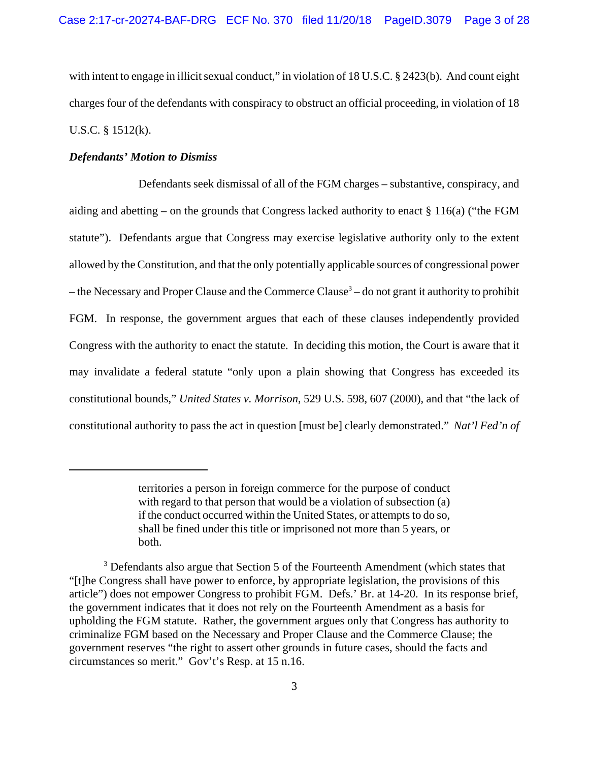with intent to engage in illicit sexual conduct," in violation of 18 U.S.C. § 2423(b). And count eight charges four of the defendants with conspiracy to obstruct an official proceeding, in violation of 18 U.S.C. § 1512(k).

***Defendants' Motion to Dismiss***

Defendants seek dismissal of all of the FGM charges – substantive, conspiracy, and aiding and abetting – on the grounds that Congress lacked authority to enact § 116(a) ("the FGM statute"). Defendants argue that Congress may exercise legislative authority only to the extent allowed by the Constitution, and that the only potentially applicable sources of congressional power – the Necessary and Proper Clause and the Commerce Clause[3] – do not grant it authority to prohibit FGM. In response, the government argues that each of these clauses independently provided Congress with the authority to enact the statute. In deciding this motion, the Court is aware that it may invalidate a federal statute "only upon a plain showing that Congress has exceeded its constitutional bounds," *United States v. Morrison*, 529 U.S. 598, 607 (2000), and that "the lack of constitutional authority to pass the act in question [must be] clearly demonstrated." *Nat'l Fed'n of*

---

> territories a person in foreign commerce for the purpose of conduct with regard to that person that would be a violation of subsection (a) if the conduct occurred within the United States, or attempts to do so, shall be fined under this title or imprisoned not more than 5 years, or both.

[3] Defendants also argue that Section 5 of the Fourteenth Amendment (which states that "[t]he Congress shall have power to enforce, by appropriate legislation, the provisions of this article") does not empower Congress to prohibit FGM. Defs.' Br. at 14-20. In its response brief, the government indicates that it does not rely on the Fourteenth Amendment as a basis for upholding the FGM statute. Rather, the government argues only that Congress has authority to criminalize FGM based on the Necessary and Proper Clause and the Commerce Clause; the government reserves "the right to assert other grounds in future cases, should the facts and circumstances so merit." Gov't's Resp. at 15 n.16.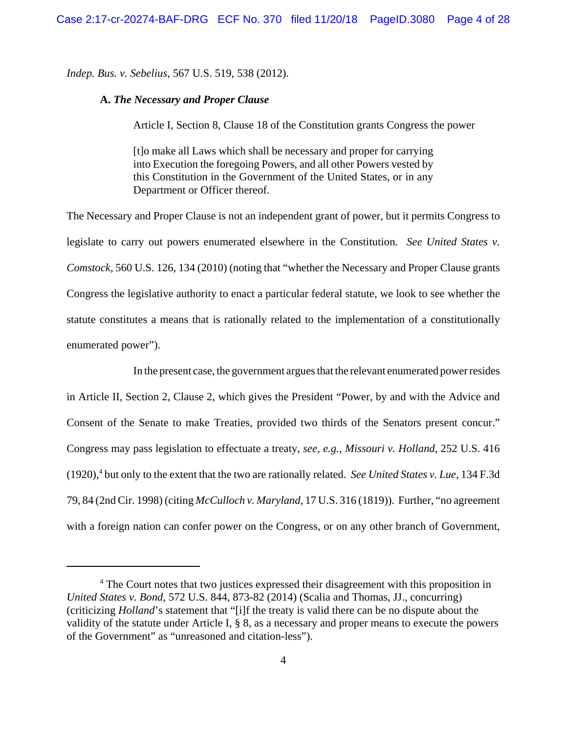*Indep. Bus. v. Sebelius*, 567 U.S. 519, 538 (2012).

**A. *The Necessary and Proper Clause***

Article I, Section 8, Clause 18 of the Constitution grants Congress the power

> [t]o make all Laws which shall be necessary and proper for carrying into Execution the foregoing Powers, and all other Powers vested by this Constitution in the Government of the United States, or in any Department or Officer thereof.

The Necessary and Proper Clause is not an independent grant of power, but it permits Congress to legislate to carry out powers enumerated elsewhere in the Constitution. *See United States v. Comstock*, 560 U.S. 126, 134 (2010) (noting that "whether the Necessary and Proper Clause grants Congress the legislative authority to enact a particular federal statute, we look to see whether the statute constitutes a means that is rationally related to the implementation of a constitutionally enumerated power").

In the present case, the government argues that the relevant enumerated power resides in Article II, Section 2, Clause 2, which gives the President "Power, by and with the Advice and Consent of the Senate to make Treaties, provided two thirds of the Senators present concur." Congress may pass legislation to effectuate a treaty, *see, e.g.*, *Missouri v. Holland*, 252 U.S. 416 (1920),[4] but only to the extent that the two are rationally related. *See United States v. Lue*, 134 F.3d 79, 84 (2nd Cir. 1998) (citing *McCulloch v. Maryland*, 17 U.S. 316 (1819)). Further, "no agreement with a foreign nation can confer power on the Congress, or on any other branch of Government,

---

[4] The Court notes that two justices expressed their disagreement with this proposition in *United States v. Bond*, 572 U.S. 844, 873-82 (2014) (Scalia and Thomas, JJ., concurring) (criticizing *Holland*'s statement that "[i]f the treaty is valid there can be no dispute about the validity of the statute under Article I, § 8, as a necessary and proper means to execute the powers of the Government" as "unreasoned and citation-less").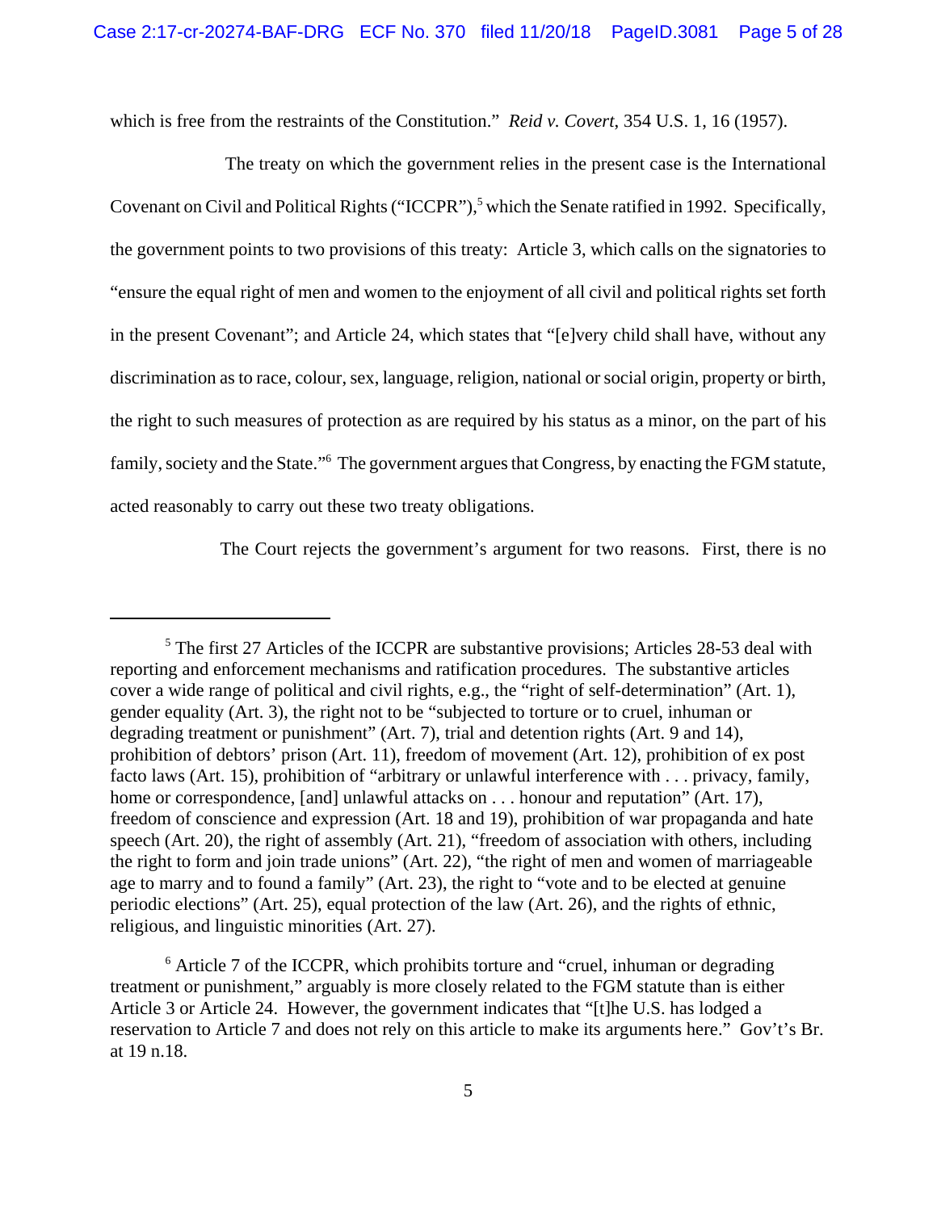which is free from the restraints of the Constitution." *Reid v. Covert*, 354 U.S. 1, 16 (1957).

The treaty on which the government relies in the present case is the International Covenant on Civil and Political Rights ("ICCPR"),[5] which the Senate ratified in 1992. Specifically, the government points to two provisions of this treaty: Article 3, which calls on the signatories to "ensure the equal right of men and women to the enjoyment of all civil and political rights set forth in the present Covenant"; and Article 24, which states that "[e]very child shall have, without any discrimination as to race, colour, sex, language, religion, national or social origin, property or birth, the right to such measures of protection as are required by his status as a minor, on the part of his family, society and the State."[6] The government argues that Congress, by enacting the FGM statute, acted reasonably to carry out these two treaty obligations.

The Court rejects the government's argument for two reasons. First, there is no

---

[5] The first 27 Articles of the ICCPR are substantive provisions; Articles 28-53 deal with reporting and enforcement mechanisms and ratification procedures. The substantive articles cover a wide range of political and civil rights, e.g., the "right of self-determination" (Art. 1), gender equality (Art. 3), the right not to be "subjected to torture or to cruel, inhuman or degrading treatment or punishment" (Art. 7), trial and detention rights (Art. 9 and 14), prohibition of debtors' prison (Art. 11), freedom of movement (Art. 12), prohibition of ex post facto laws (Art. 15), prohibition of "arbitrary or unlawful interference with . . . privacy, family, home or correspondence, [and] unlawful attacks on . . . honour and reputation" (Art. 17), freedom of conscience and expression (Art. 18 and 19), prohibition of war propaganda and hate speech (Art. 20), the right of assembly (Art. 21), "freedom of association with others, including the right to form and join trade unions" (Art. 22), "the right of men and women of marriageable age to marry and to found a family" (Art. 23), the right to "vote and to be elected at genuine periodic elections" (Art. 25), equal protection of the law (Art. 26), and the rights of ethnic, religious, and linguistic minorities (Art. 27).

[6] Article 7 of the ICCPR, which prohibits torture and "cruel, inhuman or degrading treatment or punishment," arguably is more closely related to the FGM statute than is either Article 3 or Article 24. However, the government indicates that "[t]he U.S. has lodged a reservation to Article 7 and does not rely on this article to make its arguments here." Gov't's Br. at 19 n.18.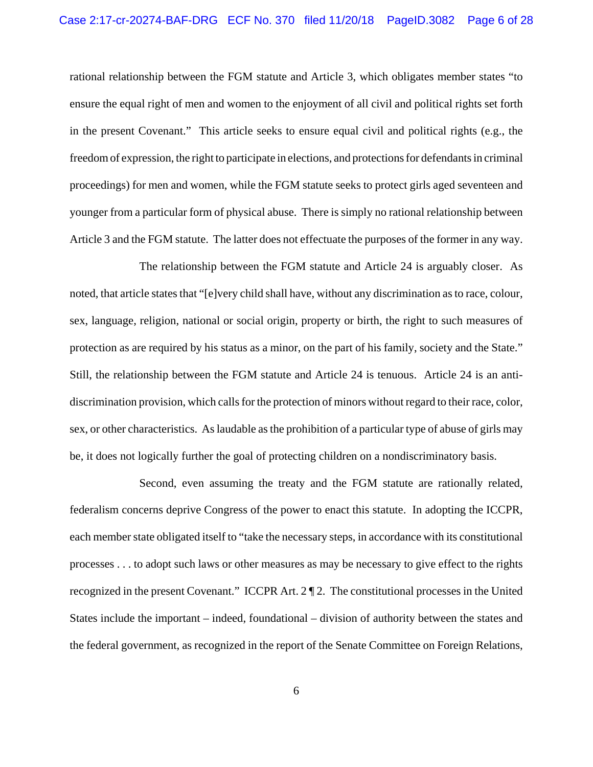rational relationship between the FGM statute and Article 3, which obligates member states "to ensure the equal right of men and women to the enjoyment of all civil and political rights set forth in the present Covenant." This article seeks to ensure equal civil and political rights (e.g., the freedom of expression, the right to participate in elections, and protections for defendants in criminal proceedings) for men and women, while the FGM statute seeks to protect girls aged seventeen and younger from a particular form of physical abuse. There is simply no rational relationship between Article 3 and the FGM statute. The latter does not effectuate the purposes of the former in any way.

The relationship between the FGM statute and Article 24 is arguably closer. As noted, that article states that "[e]very child shall have, without any discrimination as to race, colour, sex, language, religion, national or social origin, property or birth, the right to such measures of protection as are required by his status as a minor, on the part of his family, society and the State." Still, the relationship between the FGM statute and Article 24 is tenuous. Article 24 is an anti-discrimination provision, which calls for the protection of minors without regard to their race, color, sex, or other characteristics. As laudable as the prohibition of a particular type of abuse of girls may be, it does not logically further the goal of protecting children on a nondiscriminatory basis.

Second, even assuming the treaty and the FGM statute are rationally related, federalism concerns deprive Congress of the power to enact this statute. In adopting the ICCPR, each member state obligated itself to "take the necessary steps, in accordance with its constitutional processes . . . to adopt such laws or other measures as may be necessary to give effect to the rights recognized in the present Covenant." ICCPR Art. 2 ¶ 2. The constitutional processes in the United States include the important – indeed, foundational – division of authority between the states and the federal government, as recognized in the report of the Senate Committee on Foreign Relations,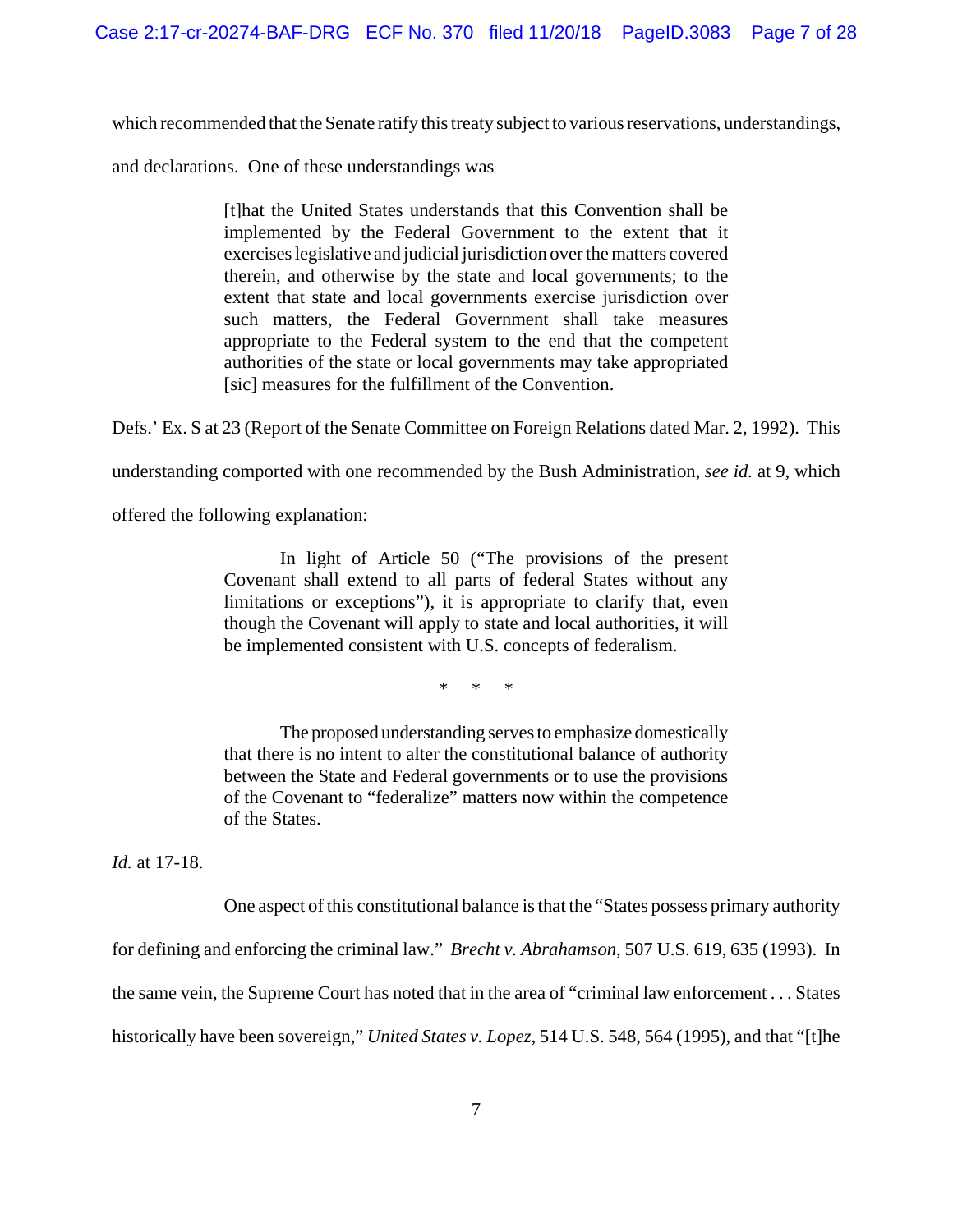which recommended that the Senate ratify this treaty subject to various reservations, understandings, and declarations. One of these understandings was

> [t]hat the United States understands that this Convention shall be implemented by the Federal Government to the extent that it exercises legislative and judicial jurisdiction over the matters covered therein, and otherwise by the state and local governments; to the extent that state and local governments exercise jurisdiction over such matters, the Federal Government shall take measures appropriate to the Federal system to the end that the competent authorities of the state or local governments may take appropriated [sic] measures for the fulfillment of the Convention.

Defs.' Ex. S at 23 (Report of the Senate Committee on Foreign Relations dated Mar. 2, 1992). This understanding comported with one recommended by the Bush Administration, *see id.* at 9, which offered the following explanation:

> In light of Article 50 ("The provisions of the present Covenant shall extend to all parts of federal States without any limitations or exceptions"), it is appropriate to clarify that, even though the Covenant will apply to state and local authorities, it will be implemented consistent with U.S. concepts of federalism.
>
> \* \* \*
>
> The proposed understanding serves to emphasize domestically that there is no intent to alter the constitutional balance of authority between the State and Federal governments or to use the provisions of the Covenant to "federalize" matters now within the competence of the States.

*Id.* at 17-18.

One aspect of this constitutional balance is that the "States possess primary authority for defining and enforcing the criminal law." *Brecht v. Abrahamson*, 507 U.S. 619, 635 (1993). In the same vein, the Supreme Court has noted that in the area of "criminal law enforcement . . . States historically have been sovereign," *United States v. Lopez*, 514 U.S. 548, 564 (1995), and that "[t]he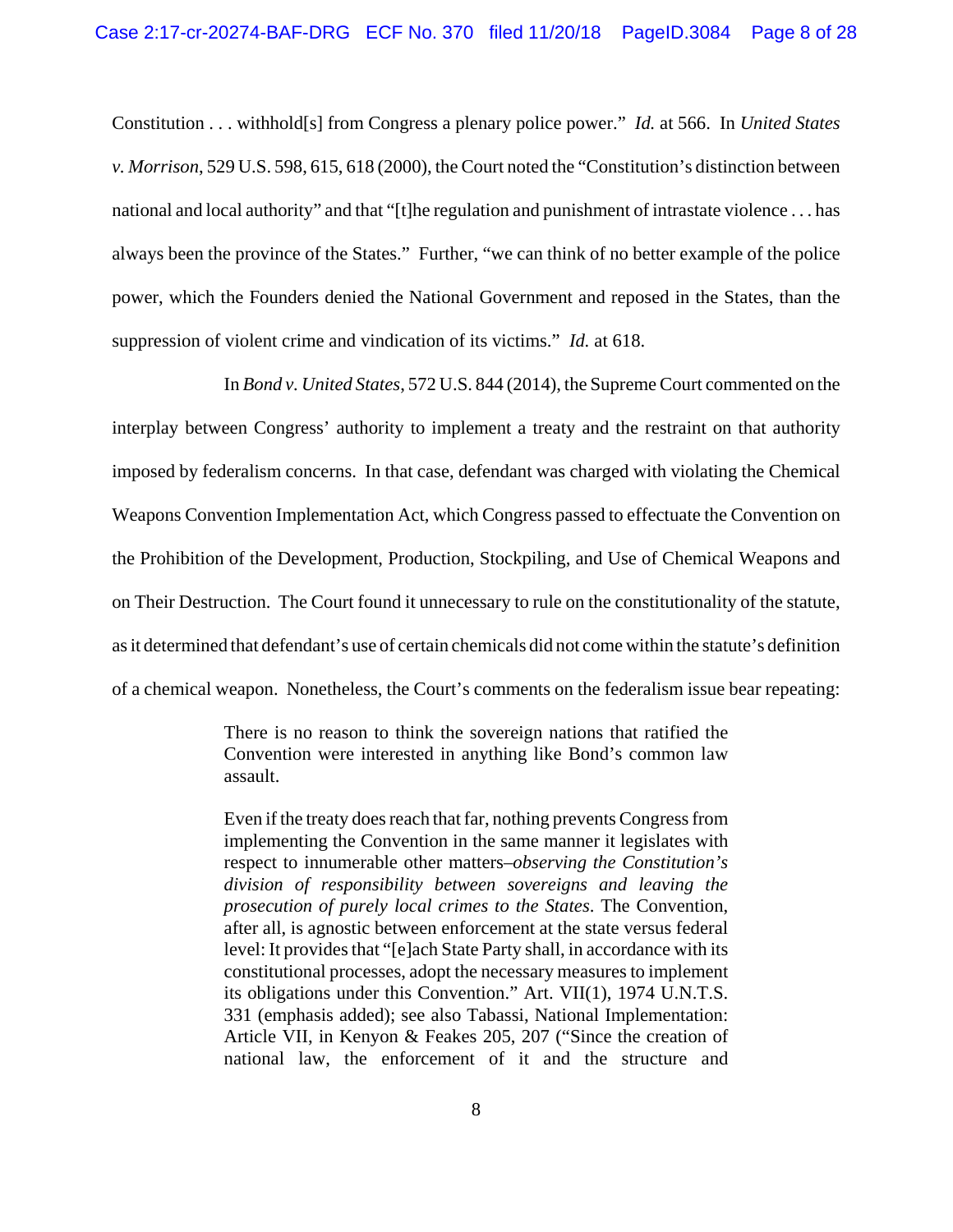Constitution . . . withhold[s] from Congress a plenary police power." *Id.* at 566. In *United States v. Morrison*, 529 U.S. 598, 615, 618 (2000), the Court noted the "Constitution's distinction between national and local authority" and that "[t]he regulation and punishment of intrastate violence . . . has always been the province of the States." Further, "we can think of no better example of the police power, which the Founders denied the National Government and reposed in the States, than the suppression of violent crime and vindication of its victims." *Id.* at 618.

In *Bond v. United States*, 572 U.S. 844 (2014), the Supreme Court commented on the interplay between Congress' authority to implement a treaty and the restraint on that authority imposed by federalism concerns. In that case, defendant was charged with violating the Chemical Weapons Convention Implementation Act, which Congress passed to effectuate the Convention on the Prohibition of the Development, Production, Stockpiling, and Use of Chemical Weapons and on Their Destruction. The Court found it unnecessary to rule on the constitutionality of the statute, as it determined that defendant's use of certain chemicals did not come within the statute's definition of a chemical weapon. Nonetheless, the Court's comments on the federalism issue bear repeating:

> There is no reason to think the sovereign nations that ratified the Convention were interested in anything like Bond's common law assault.
>
> Even if the treaty does reach that far, nothing prevents Congress from implementing the Convention in the same manner it legislates with respect to innumerable other matters–*observing the Constitution's division of responsibility between sovereigns and leaving the prosecution of purely local crimes to the States*. The Convention, after all, is agnostic between enforcement at the state versus federal level: It provides that "[e]ach State Party shall, in accordance with its constitutional processes, adopt the necessary measures to implement its obligations under this Convention." Art. VII(1), 1974 U.N.T.S. 331 (emphasis added); see also Tabassi, National Implementation: Article VII, in Kenyon & Feakes 205, 207 ("Since the creation of national law, the enforcement of it and the structure and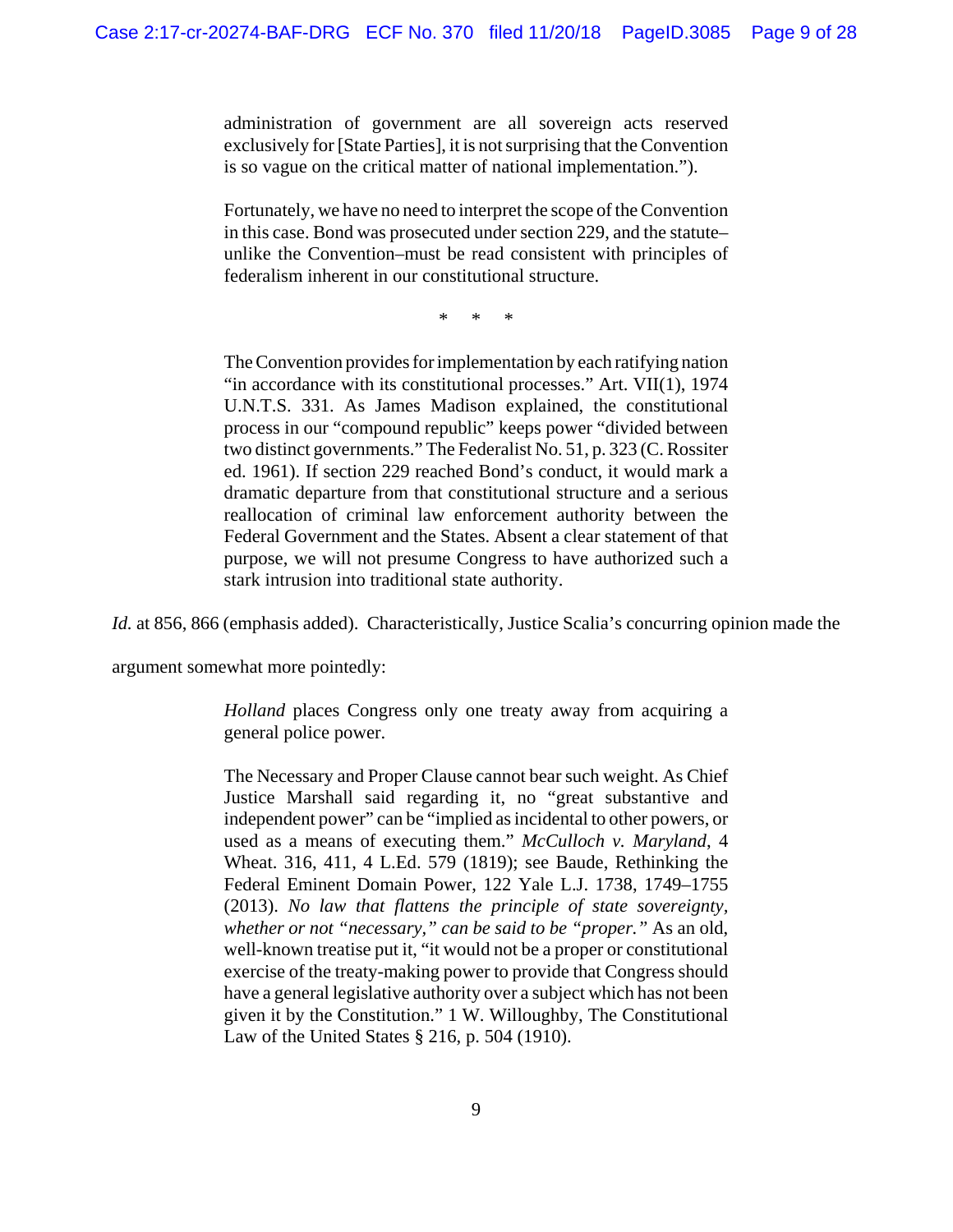> administration of government are all sovereign acts reserved exclusively for [State Parties], it is not surprising that the Convention is so vague on the critical matter of national implementation.").
>
> Fortunately, we have no need to interpret the scope of the Convention in this case. Bond was prosecuted under section 229, and the statute–unlike the Convention–must be read consistent with principles of federalism inherent in our constitutional structure.
>
> \* \* \*
>
> The Convention provides for implementation by each ratifying nation "in accordance with its constitutional processes." Art. VII(1), 1974 U.N.T.S. 331. As James Madison explained, the constitutional process in our "compound republic" keeps power "divided between two distinct governments." The Federalist No. 51, p. 323 (C. Rossiter ed. 1961). If section 229 reached Bond's conduct, it would mark a dramatic departure from that constitutional structure and a serious reallocation of criminal law enforcement authority between the Federal Government and the States. Absent a clear statement of that purpose, we will not presume Congress to have authorized such a stark intrusion into traditional state authority.

*Id.* at 856, 866 (emphasis added). Characteristically, Justice Scalia's concurring opinion made the argument somewhat more pointedly:

> *Holland* places Congress only one treaty away from acquiring a general police power.
>
> The Necessary and Proper Clause cannot bear such weight. As Chief Justice Marshall said regarding it, no "great substantive and independent power" can be "implied as incidental to other powers, or used as a means of executing them." *McCulloch v. Maryland*, 4 Wheat. 316, 411, 4 L.Ed. 579 (1819); see Baude, Rethinking the Federal Eminent Domain Power, 122 Yale L.J. 1738, 1749–1755 (2013). *No law that flattens the principle of state sovereignty, whether or not "necessary," can be said to be "proper."* As an old, well-known treatise put it, "it would not be a proper or constitutional exercise of the treaty-making power to provide that Congress should have a general legislative authority over a subject which has not been given it by the Constitution." 1 W. Willoughby, The Constitutional Law of the United States § 216, p. 504 (1910).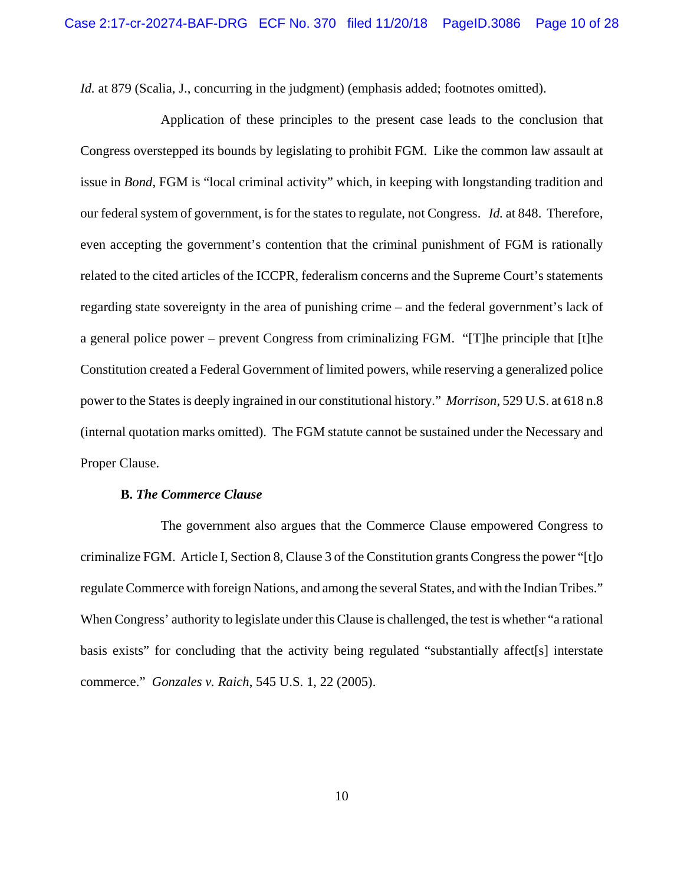*Id.* at 879 (Scalia, J., concurring in the judgment) (emphasis added; footnotes omitted).

Application of these principles to the present case leads to the conclusion that Congress overstepped its bounds by legislating to prohibit FGM. Like the common law assault at issue in *Bond*, FGM is "local criminal activity" which, in keeping with longstanding tradition and our federal system of government, is for the states to regulate, not Congress. *Id.* at 848. Therefore, even accepting the government's contention that the criminal punishment of FGM is rationally related to the cited articles of the ICCPR, federalism concerns and the Supreme Court's statements regarding state sovereignty in the area of punishing crime – and the federal government's lack of a general police power – prevent Congress from criminalizing FGM. "[T]he principle that [t]he Constitution created a Federal Government of limited powers, while reserving a generalized police power to the States is deeply ingrained in our constitutional history." *Morrison*, 529 U.S. at 618 n.8 (internal quotation marks omitted). The FGM statute cannot be sustained under the Necessary and Proper Clause.

**B. *The Commerce Clause***

The government also argues that the Commerce Clause empowered Congress to criminalize FGM. Article I, Section 8, Clause 3 of the Constitution grants Congress the power "[t]o regulate Commerce with foreign Nations, and among the several States, and with the Indian Tribes." When Congress' authority to legislate under this Clause is challenged, the test is whether "a rational basis exists" for concluding that the activity being regulated "substantially affect[s] interstate commerce." *Gonzales v. Raich*, 545 U.S. 1, 22 (2005).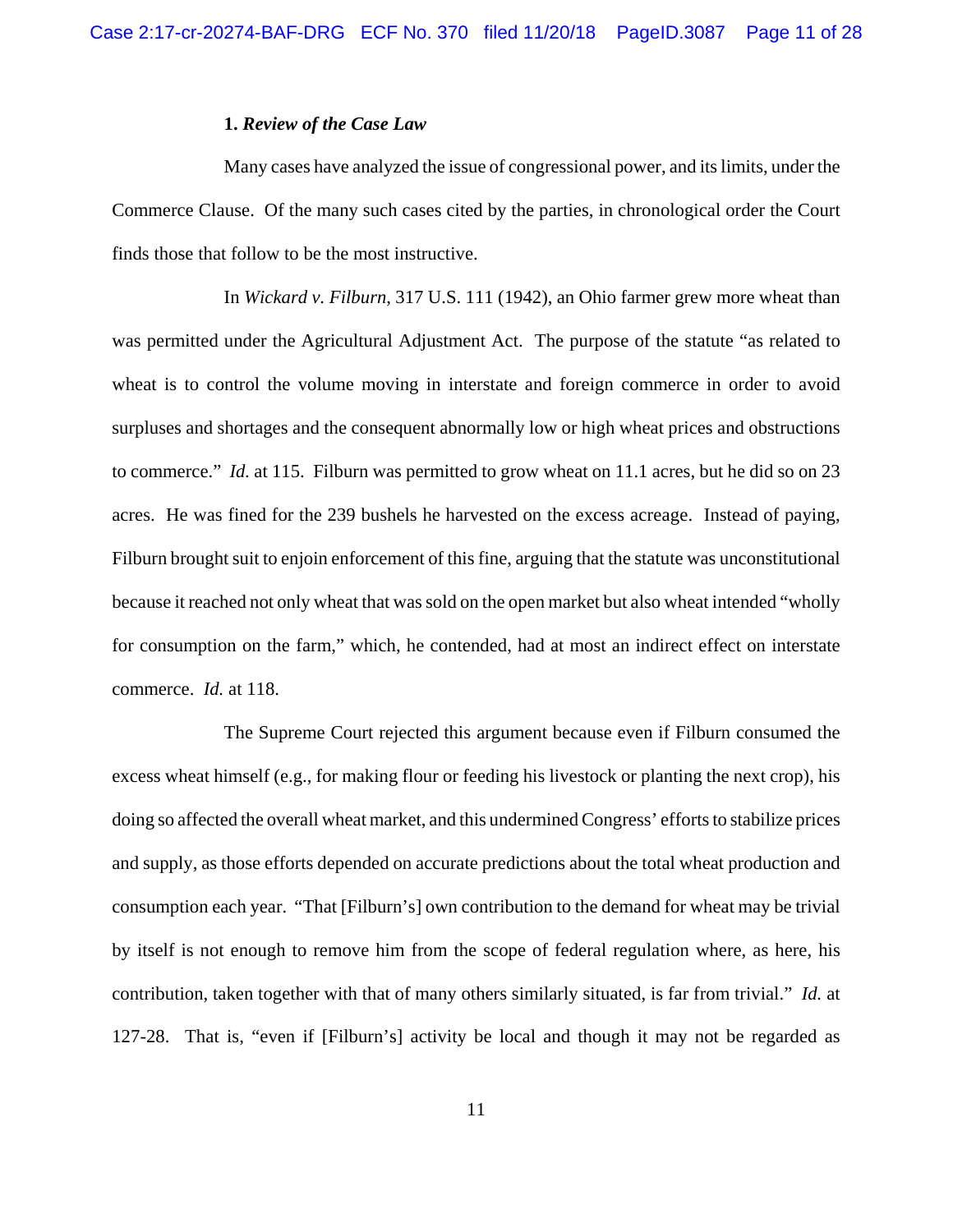**1. *Review of the Case Law***

Many cases have analyzed the issue of congressional power, and its limits, under the Commerce Clause. Of the many such cases cited by the parties, in chronological order the Court finds those that follow to be the most instructive.

In *Wickard v. Filburn*, 317 U.S. 111 (1942), an Ohio farmer grew more wheat than was permitted under the Agricultural Adjustment Act. The purpose of the statute "as related to wheat is to control the volume moving in interstate and foreign commerce in order to avoid surpluses and shortages and the consequent abnormally low or high wheat prices and obstructions to commerce." *Id.* at 115. Filburn was permitted to grow wheat on 11.1 acres, but he did so on 23 acres. He was fined for the 239 bushels he harvested on the excess acreage. Instead of paying, Filburn brought suit to enjoin enforcement of this fine, arguing that the statute was unconstitutional because it reached not only wheat that was sold on the open market but also wheat intended "wholly for consumption on the farm," which, he contended, had at most an indirect effect on interstate commerce. *Id.* at 118.

The Supreme Court rejected this argument because even if Filburn consumed the excess wheat himself (e.g., for making flour or feeding his livestock or planting the next crop), his doing so affected the overall wheat market, and this undermined Congress' efforts to stabilize prices and supply, as those efforts depended on accurate predictions about the total wheat production and consumption each year. "That [Filburn's] own contribution to the demand for wheat may be trivial by itself is not enough to remove him from the scope of federal regulation where, as here, his contribution, taken together with that of many others similarly situated, is far from trivial." *Id.* at 127-28. That is, "even if [Filburn's] activity be local and though it may not be regarded as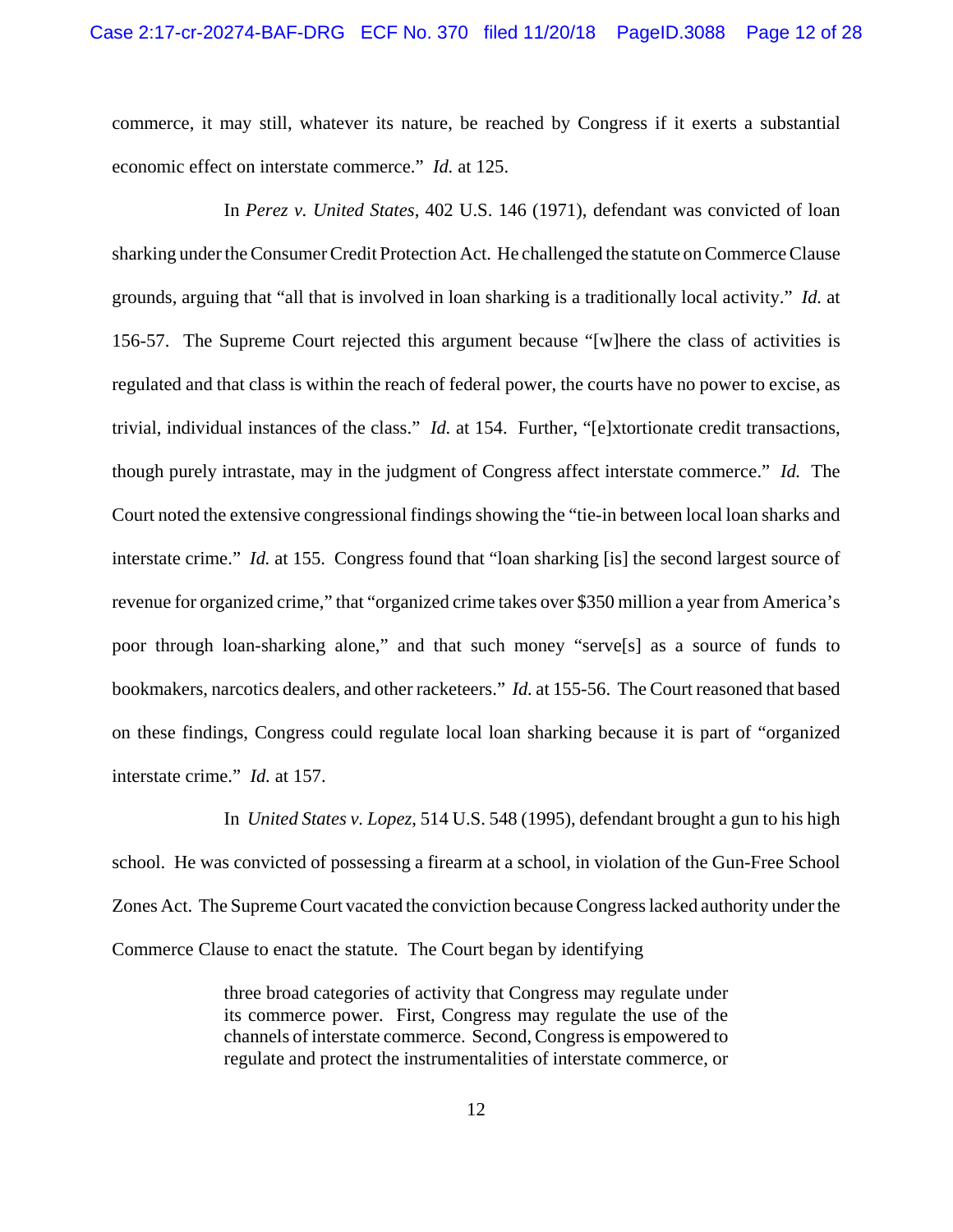commerce, it may still, whatever its nature, be reached by Congress if it exerts a substantial economic effect on interstate commerce." *Id.* at 125.

In *Perez v. United States*, 402 U.S. 146 (1971), defendant was convicted of loan sharking under the Consumer Credit Protection Act. He challenged the statute on Commerce Clause grounds, arguing that "all that is involved in loan sharking is a traditionally local activity." *Id.* at 156-57. The Supreme Court rejected this argument because "[w]here the class of activities is regulated and that class is within the reach of federal power, the courts have no power to excise, as trivial, individual instances of the class." *Id.* at 154. Further, "[e]xtortionate credit transactions, though purely intrastate, may in the judgment of Congress affect interstate commerce." *Id.* The Court noted the extensive congressional findings showing the "tie-in between local loan sharks and interstate crime." *Id.* at 155. Congress found that "loan sharking [is] the second largest source of revenue for organized crime," that "organized crime takes over $350 million a year from America's poor through loan-sharking alone," and that such money "serve[s] as a source of funds to bookmakers, narcotics dealers, and other racketeers." *Id.* at 155-56. The Court reasoned that based on these findings, Congress could regulate local loan sharking because it is part of "organized interstate crime." *Id.* at 157.

In *United States v. Lopez*, 514 U.S. 548 (1995), defendant brought a gun to his high school. He was convicted of possessing a firearm at a school, in violation of the Gun-Free School Zones Act. The Supreme Court vacated the conviction because Congress lacked authority under the Commerce Clause to enact the statute. The Court began by identifying

> three broad categories of activity that Congress may regulate under its commerce power. First, Congress may regulate the use of the channels of interstate commerce. Second, Congress is empowered to regulate and protect the instrumentalities of interstate commerce, or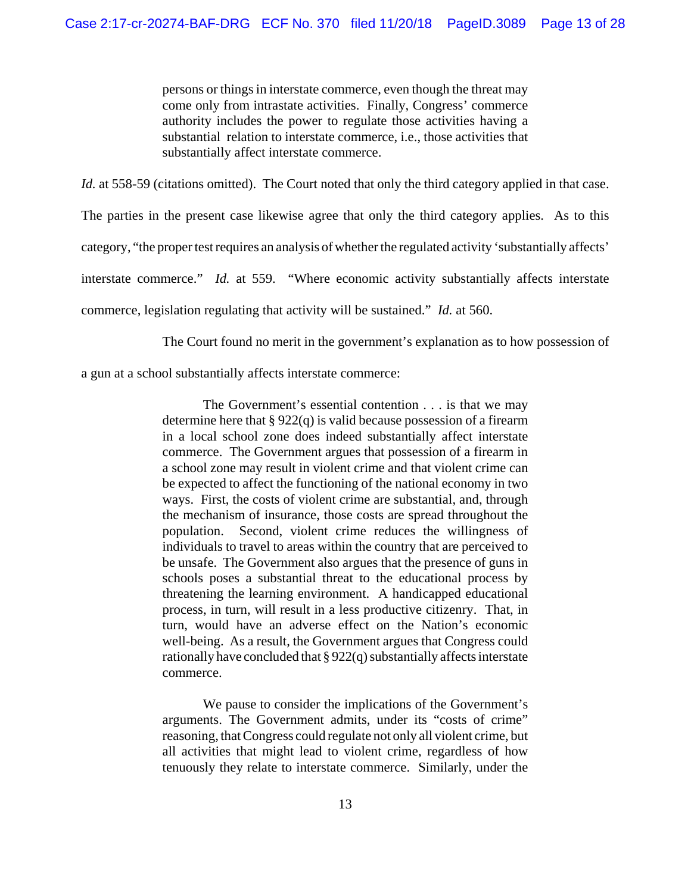> persons or things in interstate commerce, even though the threat may come only from intrastate activities. Finally, Congress' commerce authority includes the power to regulate those activities having a substantial relation to interstate commerce, i.e., those activities that substantially affect interstate commerce.

*Id.* at 558-59 (citations omitted). The Court noted that only the third category applied in that case. The parties in the present case likewise agree that only the third category applies. As to this category, "the proper test requires an analysis of whether the regulated activity 'substantially affects' interstate commerce." *Id.* at 559. "Where economic activity substantially affects interstate commerce, legislation regulating that activity will be sustained." *Id.* at 560.

The Court found no merit in the government's explanation as to how possession of a gun at a school substantially affects interstate commerce:

> The Government's essential contention . . . is that we may determine here that § 922(q) is valid because possession of a firearm in a local school zone does indeed substantially affect interstate commerce. The Government argues that possession of a firearm in a school zone may result in violent crime and that violent crime can be expected to affect the functioning of the national economy in two ways. First, the costs of violent crime are substantial, and, through the mechanism of insurance, those costs are spread throughout the population. Second, violent crime reduces the willingness of individuals to travel to areas within the country that are perceived to be unsafe. The Government also argues that the presence of guns in schools poses a substantial threat to the educational process by threatening the learning environment. A handicapped educational process, in turn, will result in a less productive citizenry. That, in turn, would have an adverse effect on the Nation's economic well-being. As a result, the Government argues that Congress could rationally have concluded that § 922(q) substantially affects interstate commerce.
>
> We pause to consider the implications of the Government's arguments. The Government admits, under its "costs of crime" reasoning, that Congress could regulate not only all violent crime, but all activities that might lead to violent crime, regardless of how tenuously they relate to interstate commerce. Similarly, under the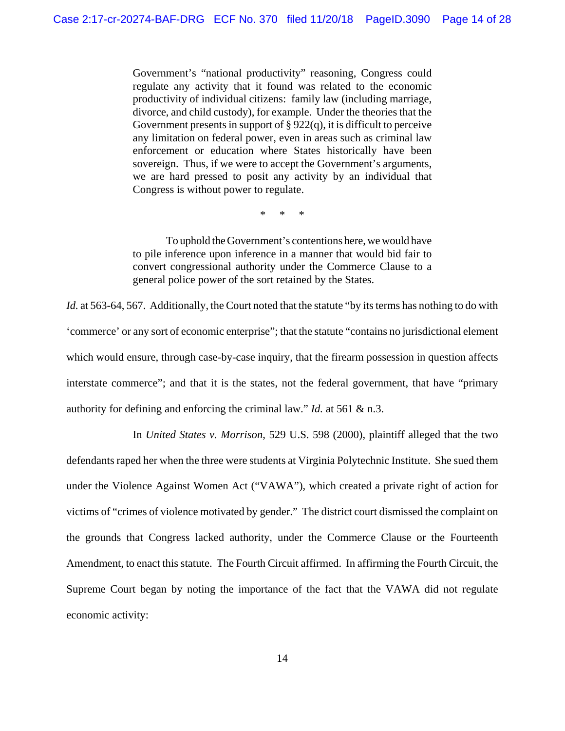> Government's "national productivity" reasoning, Congress could regulate any activity that it found was related to the economic productivity of individual citizens: family law (including marriage, divorce, and child custody), for example. Under the theories that the Government presents in support of § 922(q), it is difficult to perceive any limitation on federal power, even in areas such as criminal law enforcement or education where States historically have been sovereign. Thus, if we were to accept the Government's arguments, we are hard pressed to posit any activity by an individual that Congress is without power to regulate.
>
> \* \* \*
>
> To uphold the Government's contentions here, we would have to pile inference upon inference in a manner that would bid fair to convert congressional authority under the Commerce Clause to a general police power of the sort retained by the States.

*Id.* at 563-64, 567. Additionally, the Court noted that the statute "by its terms has nothing to do with 'commerce' or any sort of economic enterprise"; that the statute "contains no jurisdictional element which would ensure, through case-by-case inquiry, that the firearm possession in question affects interstate commerce"; and that it is the states, not the federal government, that have "primary authority for defining and enforcing the criminal law." *Id.* at 561 & n.3.

In *United States v. Morrison*, 529 U.S. 598 (2000), plaintiff alleged that the two defendants raped her when the three were students at Virginia Polytechnic Institute. She sued them under the Violence Against Women Act ("VAWA"), which created a private right of action for victims of "crimes of violence motivated by gender." The district court dismissed the complaint on the grounds that Congress lacked authority, under the Commerce Clause or the Fourteenth Amendment, to enact this statute. The Fourth Circuit affirmed. In affirming the Fourth Circuit, the Supreme Court began by noting the importance of the fact that the VAWA did not regulate economic activity: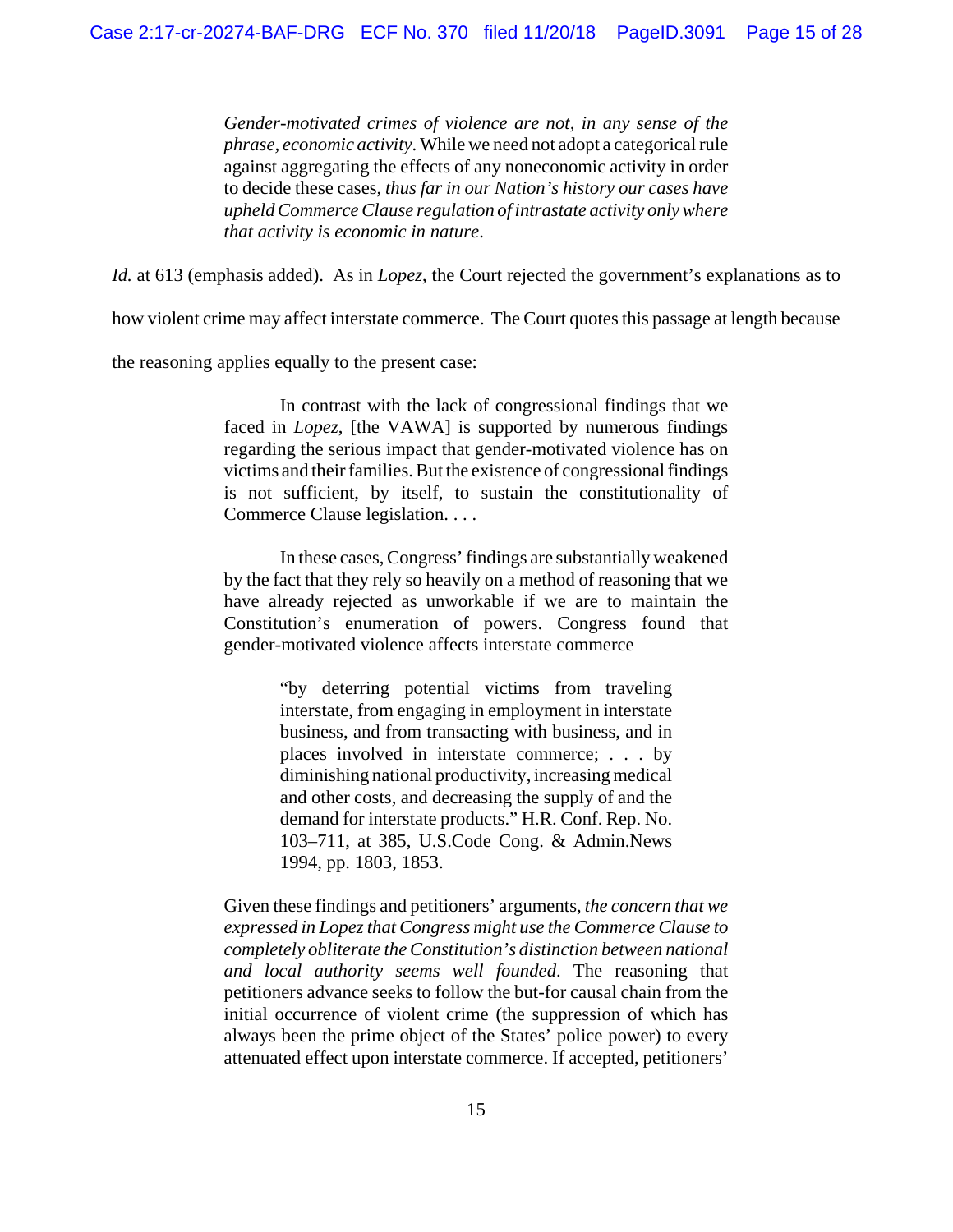> *Gender-motivated crimes of violence are not, in any sense of the phrase, economic activity*. While we need not adopt a categorical rule against aggregating the effects of any noneconomic activity in order to decide these cases, *thus far in our Nation's history our cases have upheld Commerce Clause regulation of intrastate activity only where that activity is economic in nature*.

*Id.* at 613 (emphasis added). As in *Lopez*, the Court rejected the government's explanations as to how violent crime may affect interstate commerce. The Court quotes this passage at length because the reasoning applies equally to the present case:

> In contrast with the lack of congressional findings that we faced in *Lopez*, [the VAWA] is supported by numerous findings regarding the serious impact that gender-motivated violence has on victims and their families. But the existence of congressional findings is not sufficient, by itself, to sustain the constitutionality of Commerce Clause legislation. . . .
>
> In these cases, Congress' findings are substantially weakened by the fact that they rely so heavily on a method of reasoning that we have already rejected as unworkable if we are to maintain the Constitution's enumeration of powers. Congress found that gender-motivated violence affects interstate commerce
>
> > "by deterring potential victims from traveling interstate, from engaging in employment in interstate business, and from transacting with business, and in places involved in interstate commerce; . . . by diminishing national productivity, increasing medical and other costs, and decreasing the supply of and the demand for interstate products." H.R. Conf. Rep. No. 103–711, at 385, U.S.Code Cong. & Admin.News 1994, pp. 1803, 1853.
>
> Given these findings and petitioners' arguments, *the concern that we expressed in Lopez that Congress might use the Commerce Clause to completely obliterate the Constitution's distinction between national and local authority seems well founded*. The reasoning that petitioners advance seeks to follow the but-for causal chain from the initial occurrence of violent crime (the suppression of which has always been the prime object of the States' police power) to every attenuated effect upon interstate commerce. If accepted, petitioners'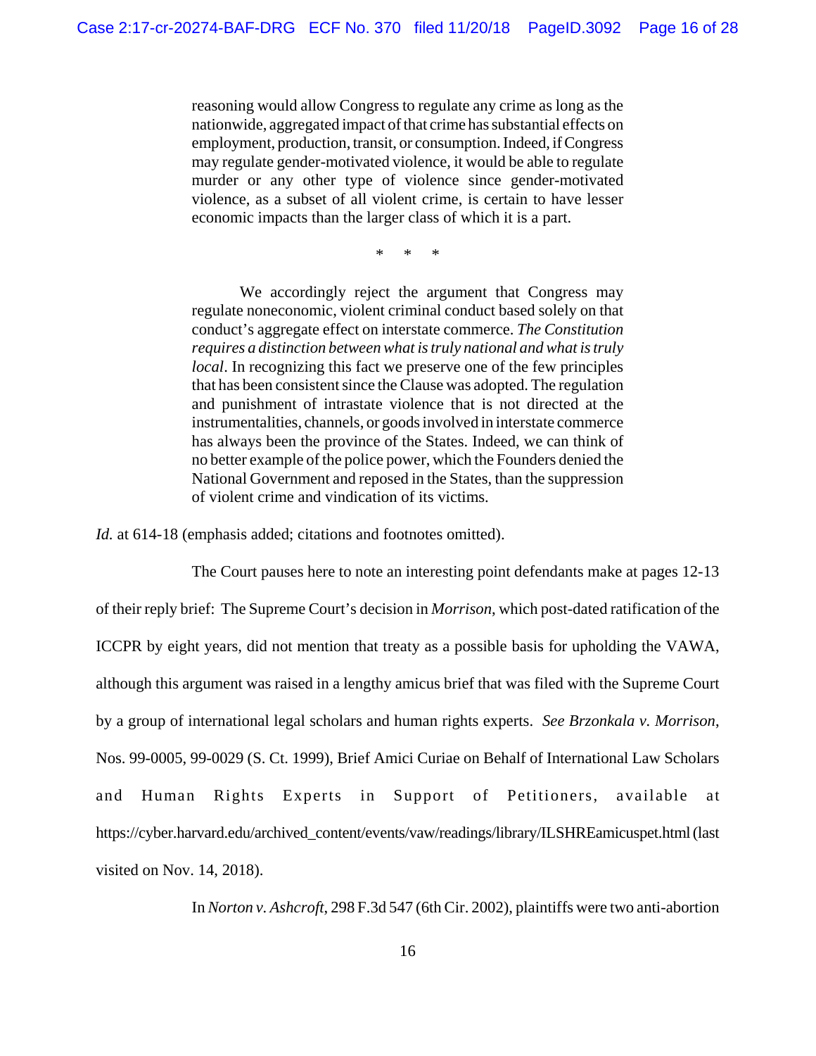> reasoning would allow Congress to regulate any crime as long as the nationwide, aggregated impact of that crime has substantial effects on employment, production, transit, or consumption. Indeed, if Congress may regulate gender-motivated violence, it would be able to regulate murder or any other type of violence since gender-motivated violence, as a subset of all violent crime, is certain to have lesser economic impacts than the larger class of which it is a part.
>
> \* \* \*
>
> We accordingly reject the argument that Congress may regulate noneconomic, violent criminal conduct based solely on that conduct's aggregate effect on interstate commerce. *The Constitution requires a distinction between what is truly national and what is truly local*. In recognizing this fact we preserve one of the few principles that has been consistent since the Clause was adopted. The regulation and punishment of intrastate violence that is not directed at the instrumentalities, channels, or goods involved in interstate commerce has always been the province of the States. Indeed, we can think of no better example of the police power, which the Founders denied the National Government and reposed in the States, than the suppression of violent crime and vindication of its victims.

*Id.* at 614-18 (emphasis added; citations and footnotes omitted).

The Court pauses here to note an interesting point defendants make at pages 12-13 of their reply brief: The Supreme Court's decision in *Morrison*, which post-dated ratification of the ICCPR by eight years, did not mention that treaty as a possible basis for upholding the VAWA, although this argument was raised in a lengthy amicus brief that was filed with the Supreme Court by a group of international legal scholars and human rights experts. *See Brzonkala v. Morrison*, Nos. 99-0005, 99-0029 (S. Ct. 1999), Brief Amici Curiae on Behalf of International Law Scholars and Human Rights Experts in Support of Petitioners, available at https://cyber.harvard.edu/archived_content/events/vaw/readings/library/ILSHREamicuspet.html (last visited on Nov. 14, 2018).

In *Norton v. Ashcroft*, 298 F.3d 547 (6th Cir. 2002), plaintiffs were two anti-abortion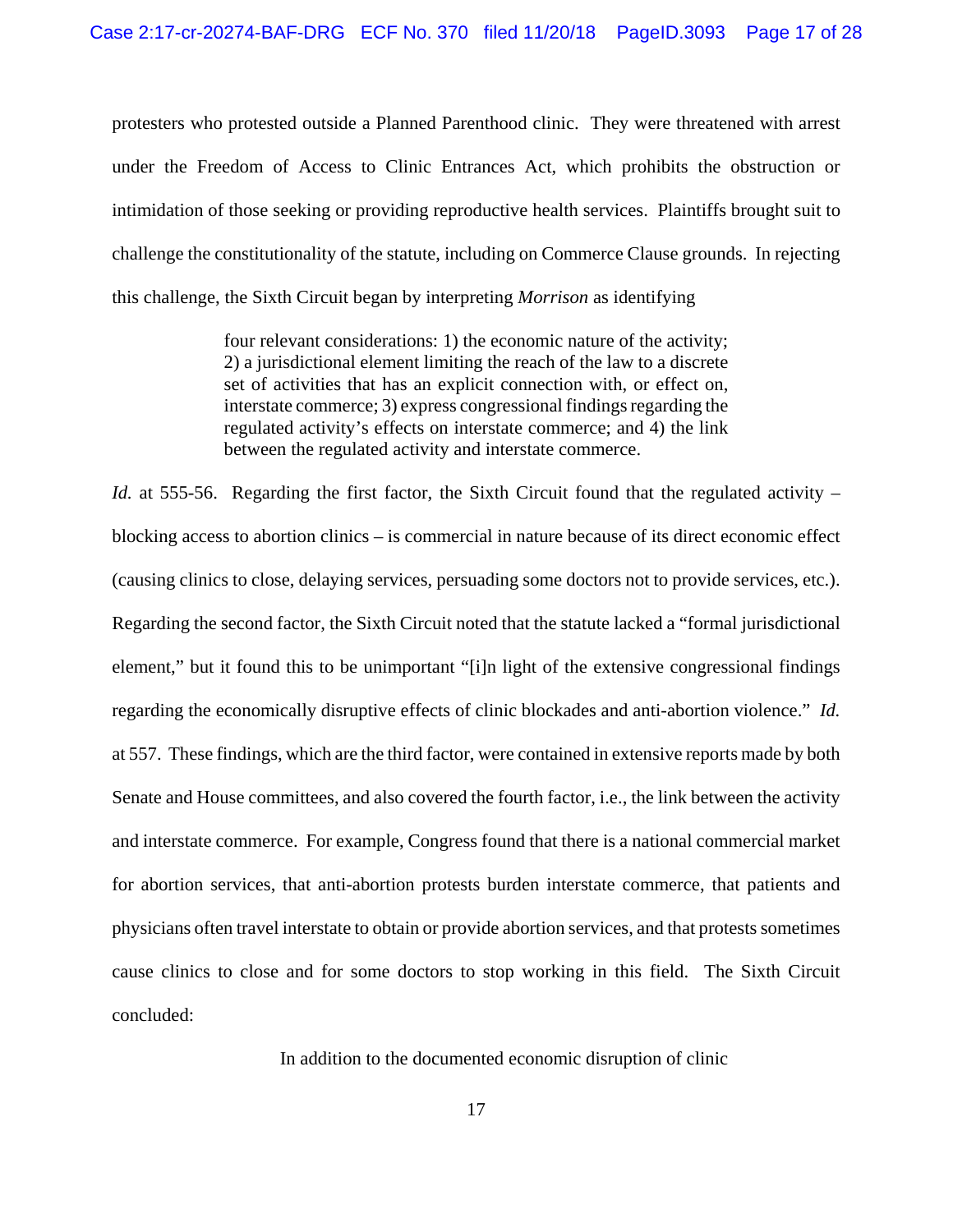protesters who protested outside a Planned Parenthood clinic. They were threatened with arrest under the Freedom of Access to Clinic Entrances Act, which prohibits the obstruction or intimidation of those seeking or providing reproductive health services. Plaintiffs brought suit to challenge the constitutionality of the statute, including on Commerce Clause grounds. In rejecting this challenge, the Sixth Circuit began by interpreting *Morrison* as identifying

> four relevant considerations: 1) the economic nature of the activity; 2) a jurisdictional element limiting the reach of the law to a discrete set of activities that has an explicit connection with, or effect on, interstate commerce; 3) express congressional findings regarding the regulated activity's effects on interstate commerce; and 4) the link between the regulated activity and interstate commerce.

*Id.* at 555-56. Regarding the first factor, the Sixth Circuit found that the regulated activity – blocking access to abortion clinics – is commercial in nature because of its direct economic effect (causing clinics to close, delaying services, persuading some doctors not to provide services, etc.). Regarding the second factor, the Sixth Circuit noted that the statute lacked a "formal jurisdictional element," but it found this to be unimportant "[i]n light of the extensive congressional findings regarding the economically disruptive effects of clinic blockades and anti-abortion violence." *Id.* at 557. These findings, which are the third factor, were contained in extensive reports made by both Senate and House committees, and also covered the fourth factor, i.e., the link between the activity and interstate commerce. For example, Congress found that there is a national commercial market for abortion services, that anti-abortion protests burden interstate commerce, that patients and physicians often travel interstate to obtain or provide abortion services, and that protests sometimes cause clinics to close and for some doctors to stop working in this field. The Sixth Circuit concluded:

> In addition to the documented economic disruption of clinic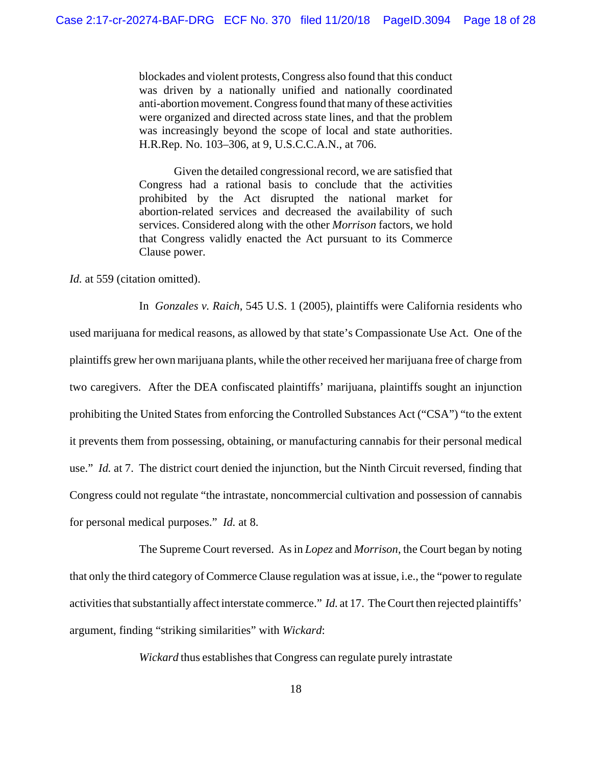> blockades and violent protests, Congress also found that this conduct was driven by a nationally unified and nationally coordinated anti-abortion movement. Congress found that many of these activities were organized and directed across state lines, and that the problem was increasingly beyond the scope of local and state authorities. H.R.Rep. No. 103–306, at 9, U.S.C.C.A.N., at 706.
>
> Given the detailed congressional record, we are satisfied that Congress had a rational basis to conclude that the activities prohibited by the Act disrupted the national market for abortion-related services and decreased the availability of such services. Considered along with the other *Morrison* factors, we hold that Congress validly enacted the Act pursuant to its Commerce Clause power.

*Id.* at 559 (citation omitted).

In *Gonzales v. Raich*, 545 U.S. 1 (2005), plaintiffs were California residents who used marijuana for medical reasons, as allowed by that state's Compassionate Use Act. One of the plaintiffs grew her own marijuana plants, while the other received her marijuana free of charge from two caregivers. After the DEA confiscated plaintiffs' marijuana, plaintiffs sought an injunction prohibiting the United States from enforcing the Controlled Substances Act ("CSA") "to the extent it prevents them from possessing, obtaining, or manufacturing cannabis for their personal medical use." *Id.* at 7. The district court denied the injunction, but the Ninth Circuit reversed, finding that Congress could not regulate "the intrastate, noncommercial cultivation and possession of cannabis for personal medical purposes." *Id.* at 8.

The Supreme Court reversed. As in *Lopez* and *Morrison*, the Court began by noting that only the third category of Commerce Clause regulation was at issue, i.e., the "power to regulate activities that substantially affect interstate commerce." *Id.* at 17. The Court then rejected plaintiffs' argument, finding "striking similarities" with *Wickard*:

> *Wickard* thus establishes that Congress can regulate purely intrastate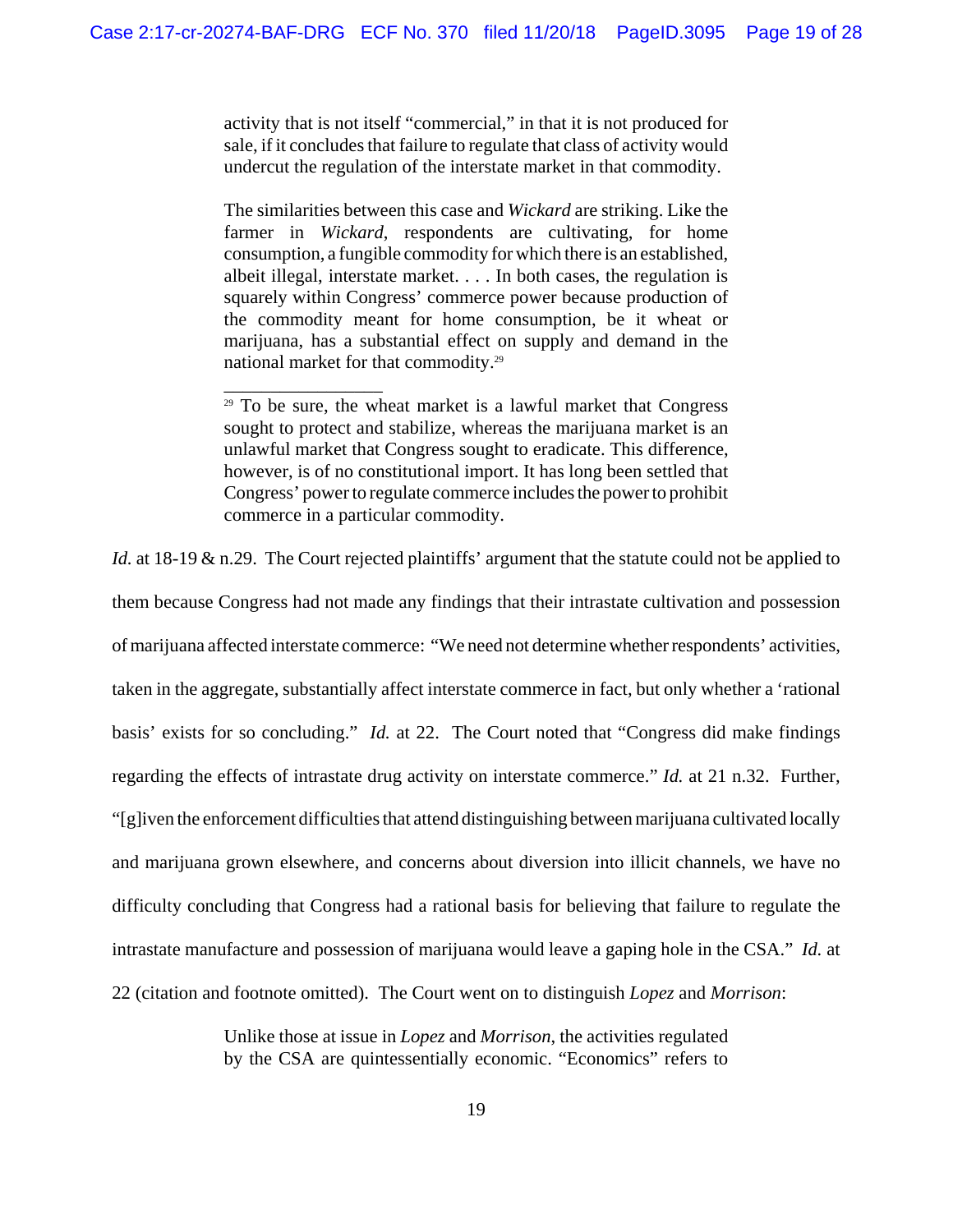> activity that is not itself "commercial," in that it is not produced for sale, if it concludes that failure to regulate that class of activity would undercut the regulation of the interstate market in that commodity.
>
> The similarities between this case and *Wickard* are striking. Like the farmer in *Wickard*, respondents are cultivating, for home consumption, a fungible commodity for which there is an established, albeit illegal, interstate market. . . . In both cases, the regulation is squarely within Congress' commerce power because production of the commodity meant for home consumption, be it wheat or marijuana, has a substantial effect on supply and demand in the national market for that commodity.[29]
>
> ---
>
> [29] To be sure, the wheat market is a lawful market that Congress sought to protect and stabilize, whereas the marijuana market is an unlawful market that Congress sought to eradicate. This difference, however, is of no constitutional import. It has long been settled that Congress' power to regulate commerce includes the power to prohibit commerce in a particular commodity.

*Id.* at 18-19 & n.29. The Court rejected plaintiffs' argument that the statute could not be applied to them because Congress had not made any findings that their intrastate cultivation and possession of marijuana affected interstate commerce: "We need not determine whether respondents' activities, taken in the aggregate, substantially affect interstate commerce in fact, but only whether a 'rational basis' exists for so concluding." *Id.* at 22. The Court noted that "Congress did make findings regarding the effects of intrastate drug activity on interstate commerce." *Id.* at 21 n.32. Further, "[g]iven the enforcement difficulties that attend distinguishing between marijuana cultivated locally and marijuana grown elsewhere, and concerns about diversion into illicit channels, we have no difficulty concluding that Congress had a rational basis for believing that failure to regulate the intrastate manufacture and possession of marijuana would leave a gaping hole in the CSA." *Id.* at 22 (citation and footnote omitted). The Court went on to distinguish *Lopez* and *Morrison*:

> Unlike those at issue in *Lopez* and *Morrison*, the activities regulated by the CSA are quintessentially economic. "Economics" refers to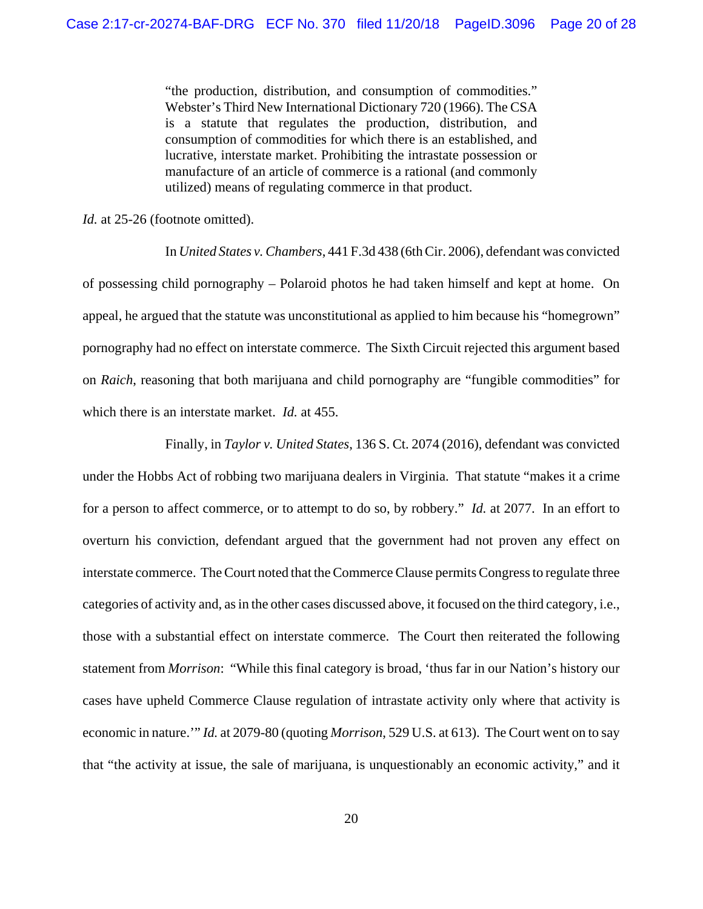> "the production, distribution, and consumption of commodities." Webster's Third New International Dictionary 720 (1966). The CSA is a statute that regulates the production, distribution, and consumption of commodities for which there is an established, and lucrative, interstate market. Prohibiting the intrastate possession or manufacture of an article of commerce is a rational (and commonly utilized) means of regulating commerce in that product.

*Id.* at 25-26 (footnote omitted).

In *United States v. Chambers*, 441 F.3d 438 (6th Cir. 2006), defendant was convicted of possessing child pornography – Polaroid photos he had taken himself and kept at home. On appeal, he argued that the statute was unconstitutional as applied to him because his "homegrown" pornography had no effect on interstate commerce. The Sixth Circuit rejected this argument based on *Raich*, reasoning that both marijuana and child pornography are "fungible commodities" for which there is an interstate market. *Id.* at 455.

Finally, in *Taylor v. United States*, 136 S. Ct. 2074 (2016), defendant was convicted under the Hobbs Act of robbing two marijuana dealers in Virginia. That statute "makes it a crime for a person to affect commerce, or to attempt to do so, by robbery." *Id.* at 2077. In an effort to overturn his conviction, defendant argued that the government had not proven any effect on interstate commerce. The Court noted that the Commerce Clause permits Congress to regulate three categories of activity and, as in the other cases discussed above, it focused on the third category, i.e., those with a substantial effect on interstate commerce. The Court then reiterated the following statement from *Morrison*: "While this final category is broad, 'thus far in our Nation's history our cases have upheld Commerce Clause regulation of intrastate activity only where that activity is economic in nature.'" *Id.* at 2079-80 (quoting *Morrison*, 529 U.S. at 613). The Court went on to say that "the activity at issue, the sale of marijuana, is unquestionably an economic activity," and it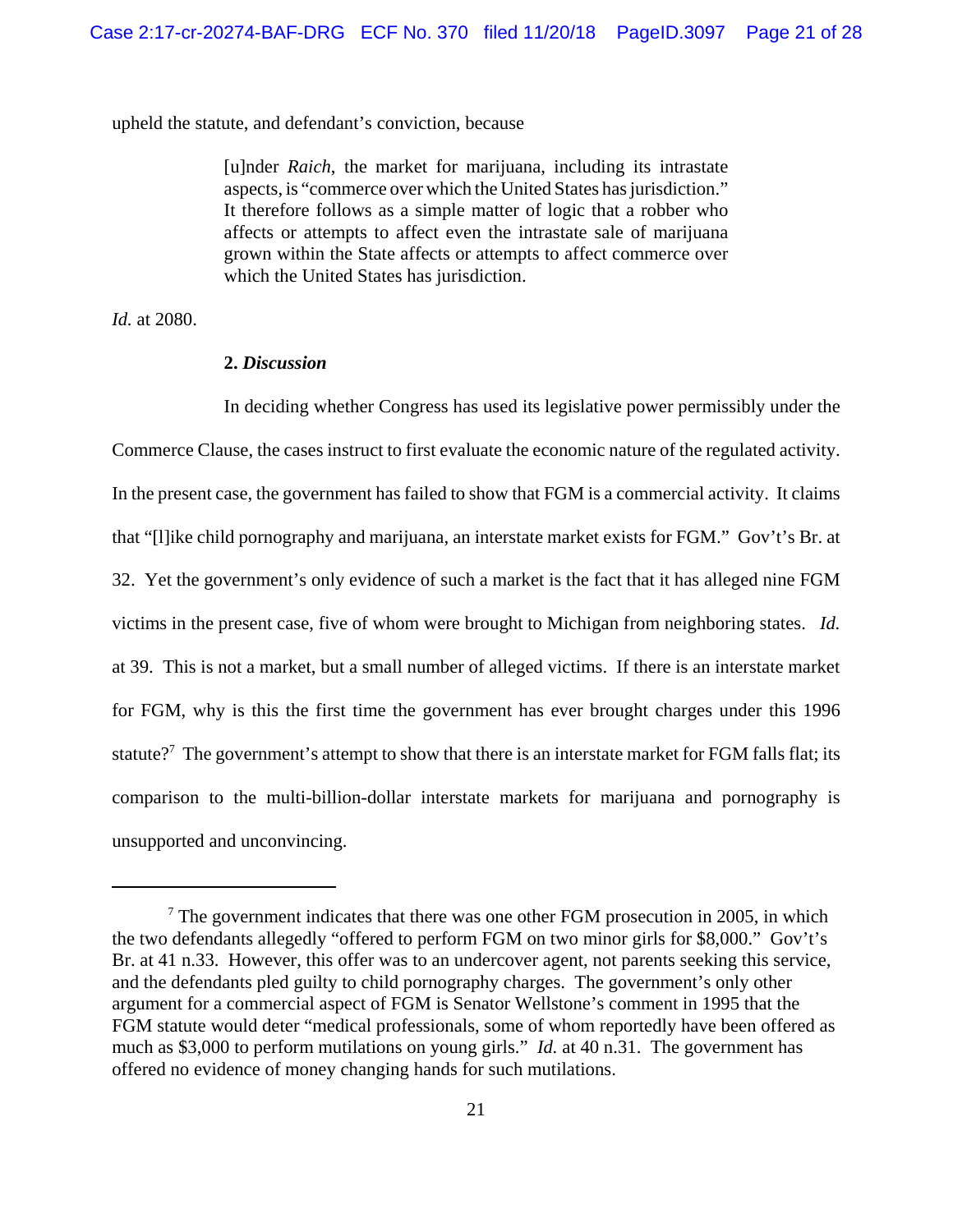upheld the statute, and defendant's conviction, because

> [u]nder *Raich*, the market for marijuana, including its intrastate aspects, is "commerce over which the United States has jurisdiction." It therefore follows as a simple matter of logic that a robber who affects or attempts to affect even the intrastate sale of marijuana grown within the State affects or attempts to affect commerce over which the United States has jurisdiction.

*Id.* at 2080.

**2. *Discussion***

In deciding whether Congress has used its legislative power permissibly under the Commerce Clause, the cases instruct to first evaluate the economic nature of the regulated activity. In the present case, the government has failed to show that FGM is a commercial activity. It claims that "[l]ike child pornography and marijuana, an interstate market exists for FGM." Gov't's Br. at 32. Yet the government's only evidence of such a market is the fact that it has alleged nine FGM victims in the present case, five of whom were brought to Michigan from neighboring states. *Id.* at 39. This is not a market, but a small number of alleged victims. If there is an interstate market for FGM, why is this the first time the government has ever brought charges under this 1996 statute?[7] The government's attempt to show that there is an interstate market for FGM falls flat; its comparison to the multi-billion-dollar interstate markets for marijuana and pornography is unsupported and unconvincing.

---

[7] The government indicates that there was one other FGM prosecution in 2005, in which the two defendants allegedly "offered to perform FGM on two minor girls for $8,000." Gov't's Br. at 41 n.33. However, this offer was to an undercover agent, not parents seeking this service, and the defendants pled guilty to child pornography charges. The government's only other argument for a commercial aspect of FGM is Senator Wellstone's comment in 1995 that the FGM statute would deter "medical professionals, some of whom reportedly have been offered as much as $3,000 to perform mutilations on young girls." *Id.* at 40 n.31. The government has offered no evidence of money changing hands for such mutilations.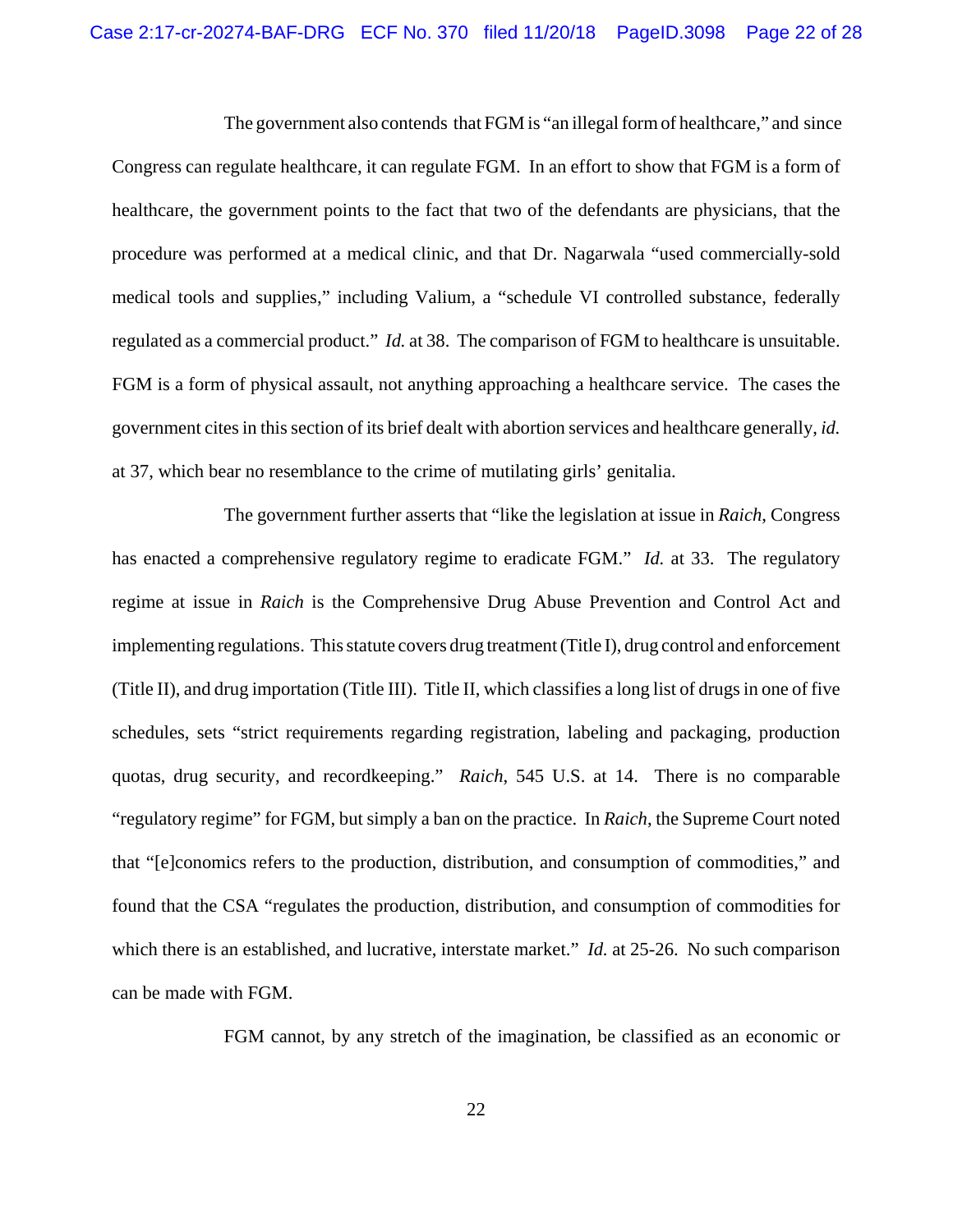The government also contends that FGM is "an illegal form of healthcare," and since Congress can regulate healthcare, it can regulate FGM. In an effort to show that FGM is a form of healthcare, the government points to the fact that two of the defendants are physicians, that the procedure was performed at a medical clinic, and that Dr. Nagarwala "used commercially-sold medical tools and supplies," including Valium, a "schedule VI controlled substance, federally regulated as a commercial product." *Id.* at 38. The comparison of FGM to healthcare is unsuitable. FGM is a form of physical assault, not anything approaching a healthcare service. The cases the government cites in this section of its brief dealt with abortion services and healthcare generally, *id.* at 37, which bear no resemblance to the crime of mutilating girls' genitalia.

The government further asserts that "like the legislation at issue in *Raich*, Congress has enacted a comprehensive regulatory regime to eradicate FGM." *Id.* at 33. The regulatory regime at issue in *Raich* is the Comprehensive Drug Abuse Prevention and Control Act and implementing regulations. This statute covers drug treatment (Title I), drug control and enforcement (Title II), and drug importation (Title III). Title II, which classifies a long list of drugs in one of five schedules, sets "strict requirements regarding registration, labeling and packaging, production quotas, drug security, and recordkeeping." *Raich*, 545 U.S. at 14. There is no comparable "regulatory regime" for FGM, but simply a ban on the practice. In *Raich*, the Supreme Court noted that "[e]conomics refers to the production, distribution, and consumption of commodities," and found that the CSA "regulates the production, distribution, and consumption of commodities for which there is an established, and lucrative, interstate market." *Id.* at 25-26. No such comparison can be made with FGM.

FGM cannot, by any stretch of the imagination, be classified as an economic or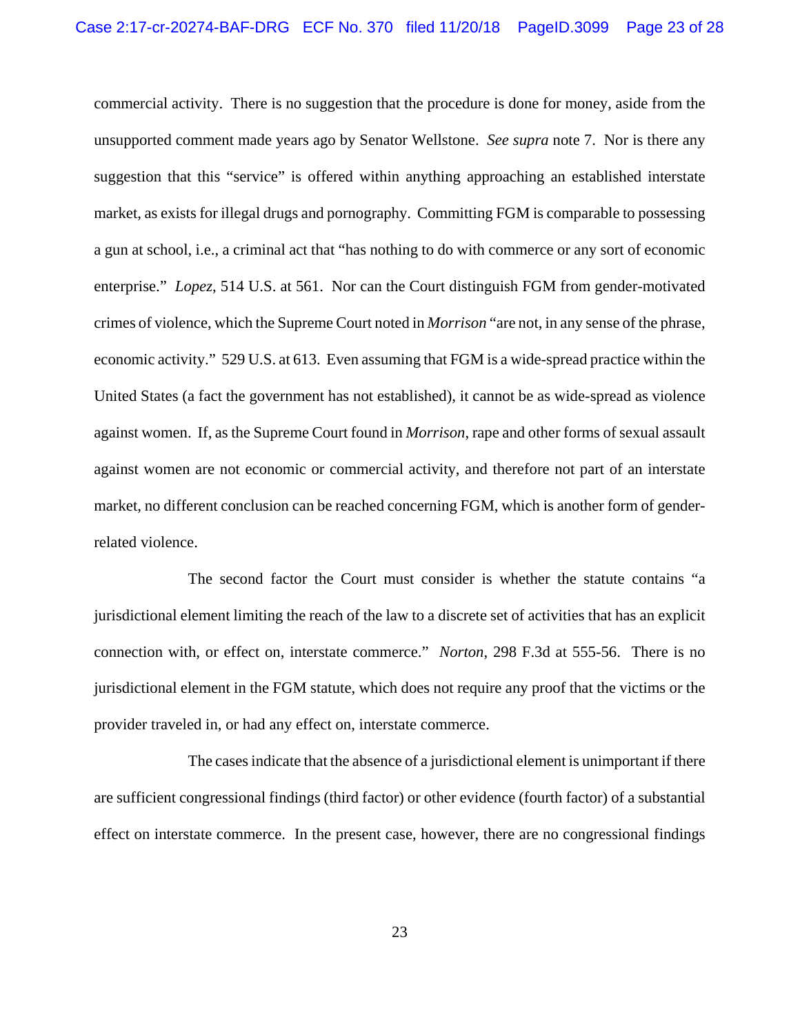commercial activity. There is no suggestion that the procedure is done for money, aside from the unsupported comment made years ago by Senator Wellstone. *See supra* note 7. Nor is there any suggestion that this "service" is offered within anything approaching an established interstate market, as exists for illegal drugs and pornography. Committing FGM is comparable to possessing a gun at school, i.e., a criminal act that "has nothing to do with commerce or any sort of economic enterprise." *Lopez*, 514 U.S. at 561. Nor can the Court distinguish FGM from gender-motivated crimes of violence, which the Supreme Court noted in *Morrison* "are not, in any sense of the phrase, economic activity." 529 U.S. at 613. Even assuming that FGM is a wide-spread practice within the United States (a fact the government has not established), it cannot be as wide-spread as violence against women. If, as the Supreme Court found in *Morrison*, rape and other forms of sexual assault against women are not economic or commercial activity, and therefore not part of an interstate market, no different conclusion can be reached concerning FGM, which is another form of gender-related violence.

The second factor the Court must consider is whether the statute contains "a jurisdictional element limiting the reach of the law to a discrete set of activities that has an explicit connection with, or effect on, interstate commerce." *Norton*, 298 F.3d at 555-56. There is no jurisdictional element in the FGM statute, which does not require any proof that the victims or the provider traveled in, or had any effect on, interstate commerce.

The cases indicate that the absence of a jurisdictional element is unimportant if there are sufficient congressional findings (third factor) or other evidence (fourth factor) of a substantial effect on interstate commerce. In the present case, however, there are no congressional findings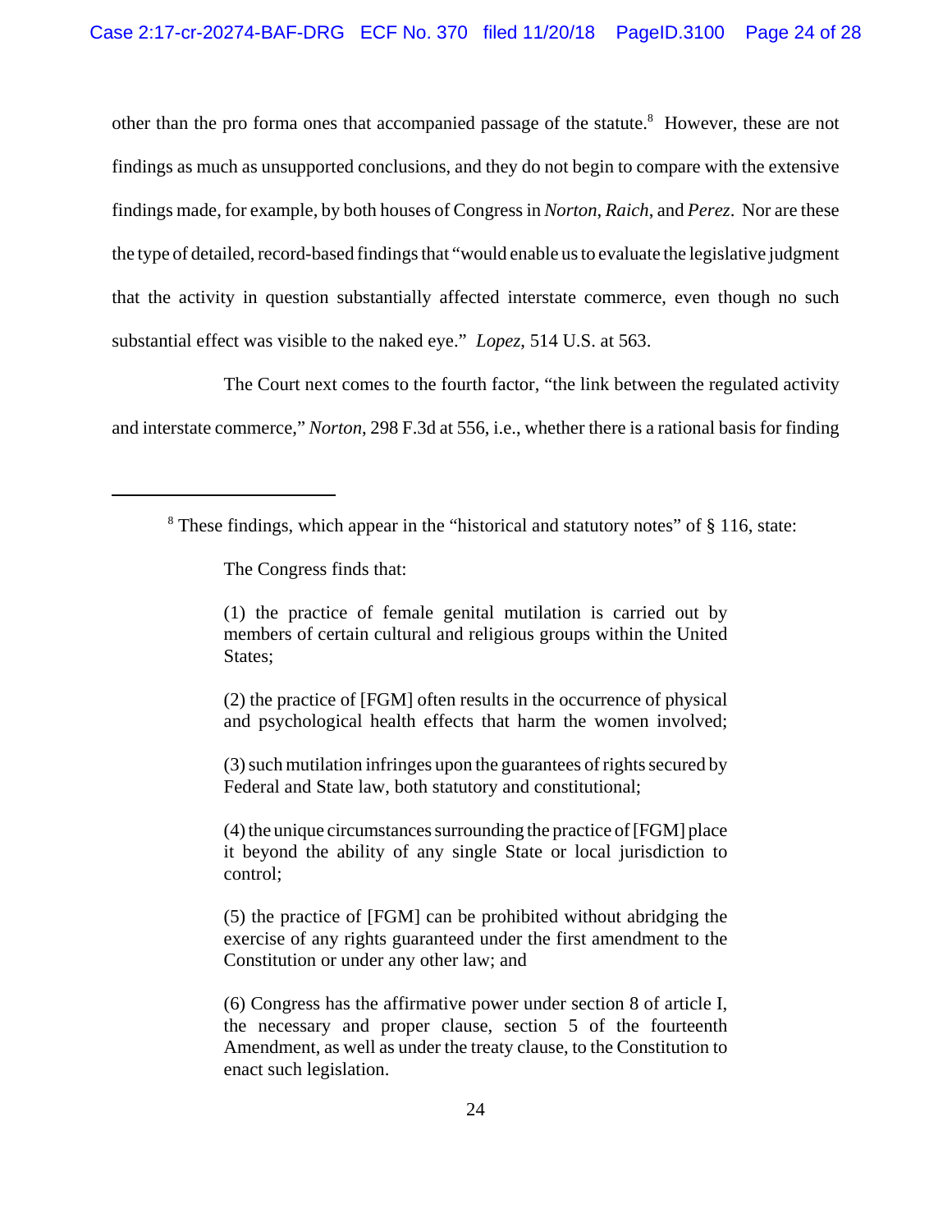other than the pro forma ones that accompanied passage of the statute.[8] However, these are not findings as much as unsupported conclusions, and they do not begin to compare with the extensive findings made, for example, by both houses of Congress in *Norton*, *Raich*, and *Perez*. Nor are these the type of detailed, record-based findings that "would enable us to evaluate the legislative judgment that the activity in question substantially affected interstate commerce, even though no such substantial effect was visible to the naked eye." *Lopez*, 514 U.S. at 563.

The Court next comes to the fourth factor, "the link between the regulated activity and interstate commerce," *Norton*, 298 F.3d at 556, i.e., whether there is a rational basis for finding

---

[8] These findings, which appear in the "historical and statutory notes" of § 116, state:

> The Congress finds that:
>
> (1) the practice of female genital mutilation is carried out by members of certain cultural and religious groups within the United States;
>
> (2) the practice of [FGM] often results in the occurrence of physical and psychological health effects that harm the women involved;
>
> (3) such mutilation infringes upon the guarantees of rights secured by Federal and State law, both statutory and constitutional;
>
> (4) the unique circumstances surrounding the practice of [FGM] place it beyond the ability of any single State or local jurisdiction to control;
>
> (5) the practice of [FGM] can be prohibited without abridging the exercise of any rights guaranteed under the first amendment to the Constitution or under any other law; and
>
> (6) Congress has the affirmative power under section 8 of article I, the necessary and proper clause, section 5 of the fourteenth Amendment, as well as under the treaty clause, to the Constitution to enact such legislation.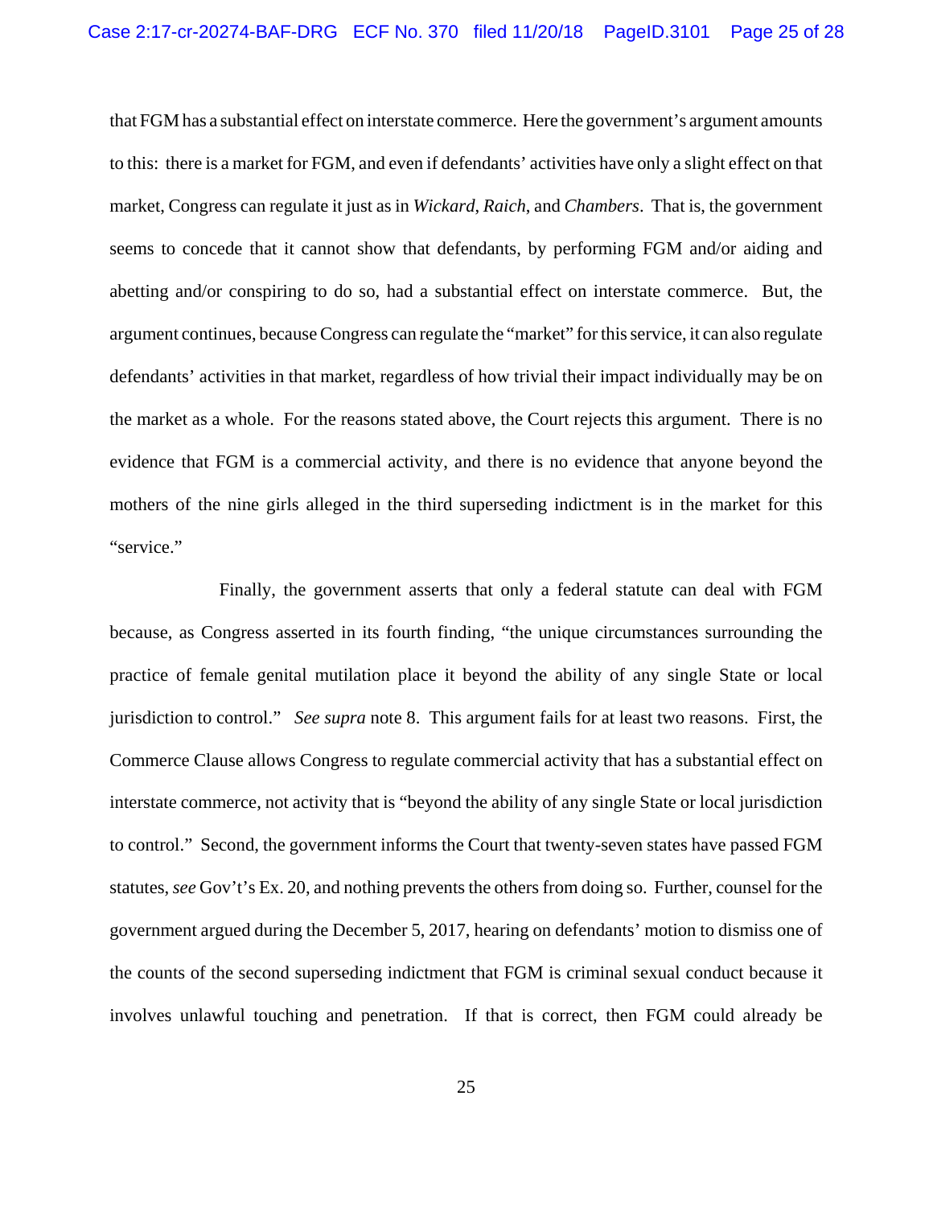that FGM has a substantial effect on interstate commerce. Here the government's argument amounts to this: there is a market for FGM, and even if defendants' activities have only a slight effect on that market, Congress can regulate it just as in *Wickard*, *Raich*, and *Chambers*. That is, the government seems to concede that it cannot show that defendants, by performing FGM and/or aiding and abetting and/or conspiring to do so, had a substantial effect on interstate commerce. But, the argument continues, because Congress can regulate the "market" for this service, it can also regulate defendants' activities in that market, regardless of how trivial their impact individually may be on the market as a whole. For the reasons stated above, the Court rejects this argument. There is no evidence that FGM is a commercial activity, and there is no evidence that anyone beyond the mothers of the nine girls alleged in the third superseding indictment is in the market for this "service."

Finally, the government asserts that only a federal statute can deal with FGM because, as Congress asserted in its fourth finding, "the unique circumstances surrounding the practice of female genital mutilation place it beyond the ability of any single State or local jurisdiction to control." *See supra* note 8. This argument fails for at least two reasons. First, the Commerce Clause allows Congress to regulate commercial activity that has a substantial effect on interstate commerce, not activity that is "beyond the ability of any single State or local jurisdiction to control." Second, the government informs the Court that twenty-seven states have passed FGM statutes, *see* Gov't's Ex. 20, and nothing prevents the others from doing so. Further, counsel for the government argued during the December 5, 2017, hearing on defendants' motion to dismiss one of the counts of the second superseding indictment that FGM is criminal sexual conduct because it involves unlawful touching and penetration. If that is correct, then FGM could already be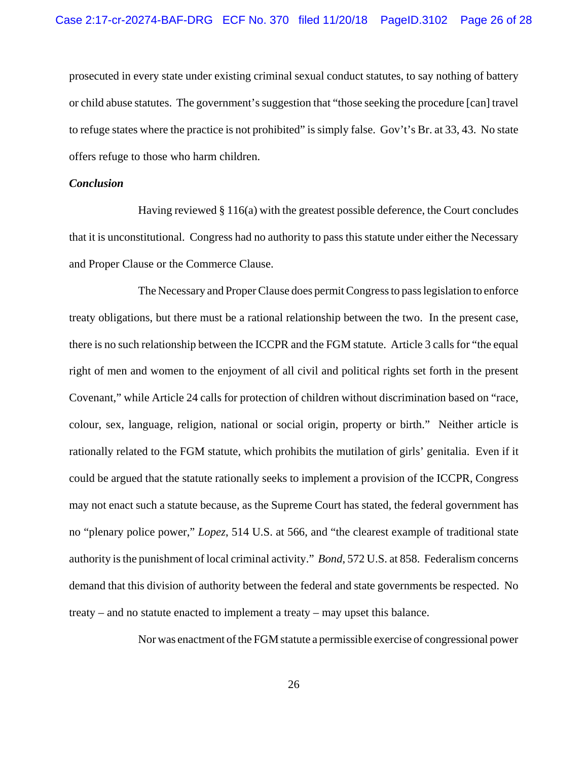prosecuted in every state under existing criminal sexual conduct statutes, to say nothing of battery or child abuse statutes. The government's suggestion that "those seeking the procedure [can] travel to refuge states where the practice is not prohibited" is simply false. Gov't's Br. at 33, 43. No state offers refuge to those who harm children.

***Conclusion***

Having reviewed § 116(a) with the greatest possible deference, the Court concludes that it is unconstitutional. Congress had no authority to pass this statute under either the Necessary and Proper Clause or the Commerce Clause.

The Necessary and Proper Clause does permit Congress to pass legislation to enforce treaty obligations, but there must be a rational relationship between the two. In the present case, there is no such relationship between the ICCPR and the FGM statute. Article 3 calls for "the equal right of men and women to the enjoyment of all civil and political rights set forth in the present Covenant," while Article 24 calls for protection of children without discrimination based on "race, colour, sex, language, religion, national or social origin, property or birth." Neither article is rationally related to the FGM statute, which prohibits the mutilation of girls' genitalia. Even if it could be argued that the statute rationally seeks to implement a provision of the ICCPR, Congress may not enact such a statute because, as the Supreme Court has stated, the federal government has no "plenary police power," *Lopez*, 514 U.S. at 566, and "the clearest example of traditional state authority is the punishment of local criminal activity." *Bond*, 572 U.S. at 858. Federalism concerns demand that this division of authority between the federal and state governments be respected. No treaty – and no statute enacted to implement a treaty – may upset this balance.

Nor was enactment of the FGM statute a permissible exercise of congressional power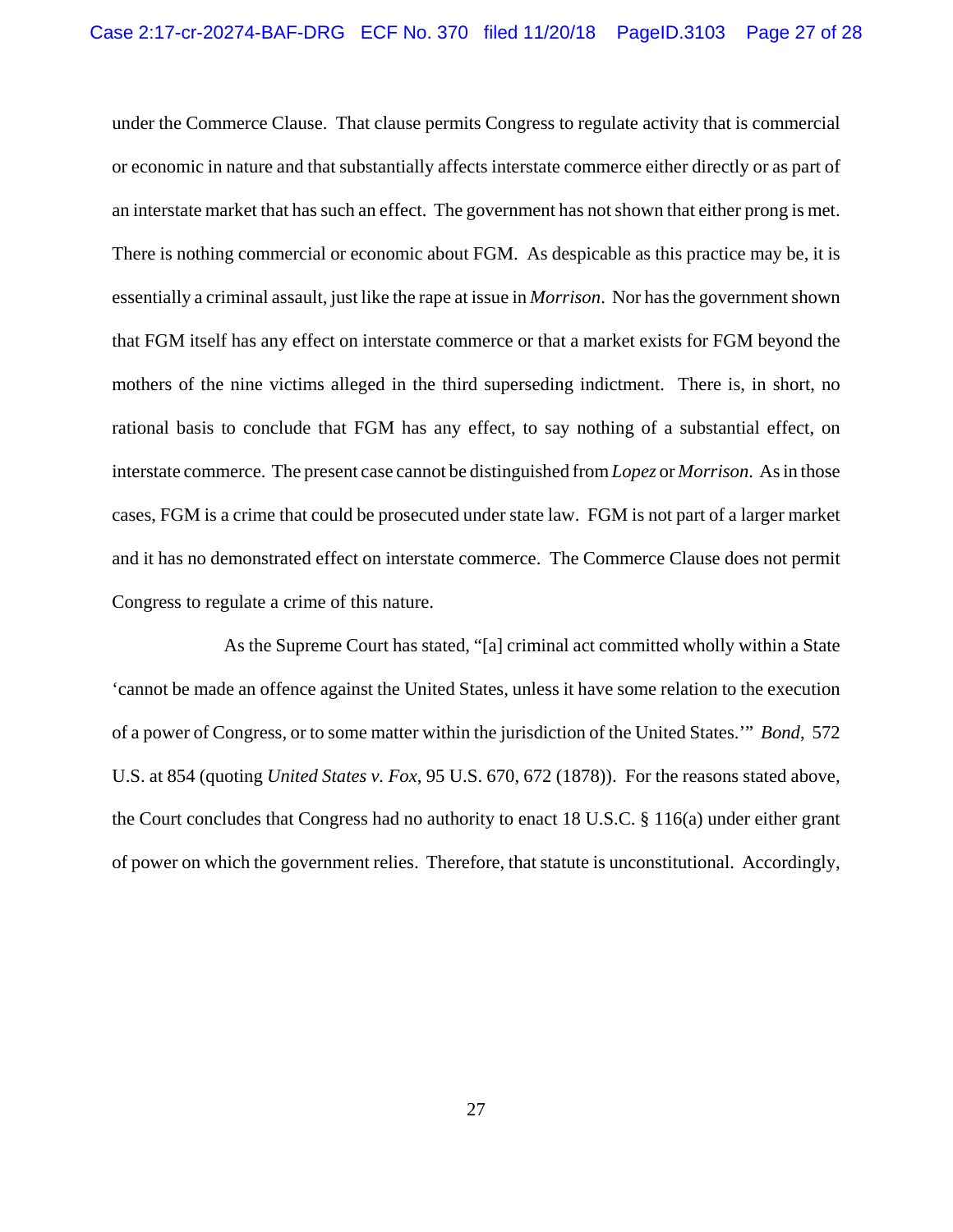under the Commerce Clause. That clause permits Congress to regulate activity that is commercial or economic in nature and that substantially affects interstate commerce either directly or as part of an interstate market that has such an effect. The government has not shown that either prong is met. There is nothing commercial or economic about FGM. As despicable as this practice may be, it is essentially a criminal assault, just like the rape at issue in *Morrison*. Nor has the government shown that FGM itself has any effect on interstate commerce or that a market exists for FGM beyond the mothers of the nine victims alleged in the third superseding indictment. There is, in short, no rational basis to conclude that FGM has any effect, to say nothing of a substantial effect, on interstate commerce. The present case cannot be distinguished from *Lopez* or *Morrison*. As in those cases, FGM is a crime that could be prosecuted under state law. FGM is not part of a larger market and it has no demonstrated effect on interstate commerce. The Commerce Clause does not permit Congress to regulate a crime of this nature.

As the Supreme Court has stated, "[a] criminal act committed wholly within a State 'cannot be made an offence against the United States, unless it have some relation to the execution of a power of Congress, or to some matter within the jurisdiction of the United States.'" *Bond*, 572 U.S. at 854 (quoting *United States v. Fox*, 95 U.S. 670, 672 (1878)). For the reasons stated above, the Court concludes that Congress had no authority to enact 18 U.S.C. § 116(a) under either grant of power on which the government relies. Therefore, that statute is unconstitutional. Accordingly,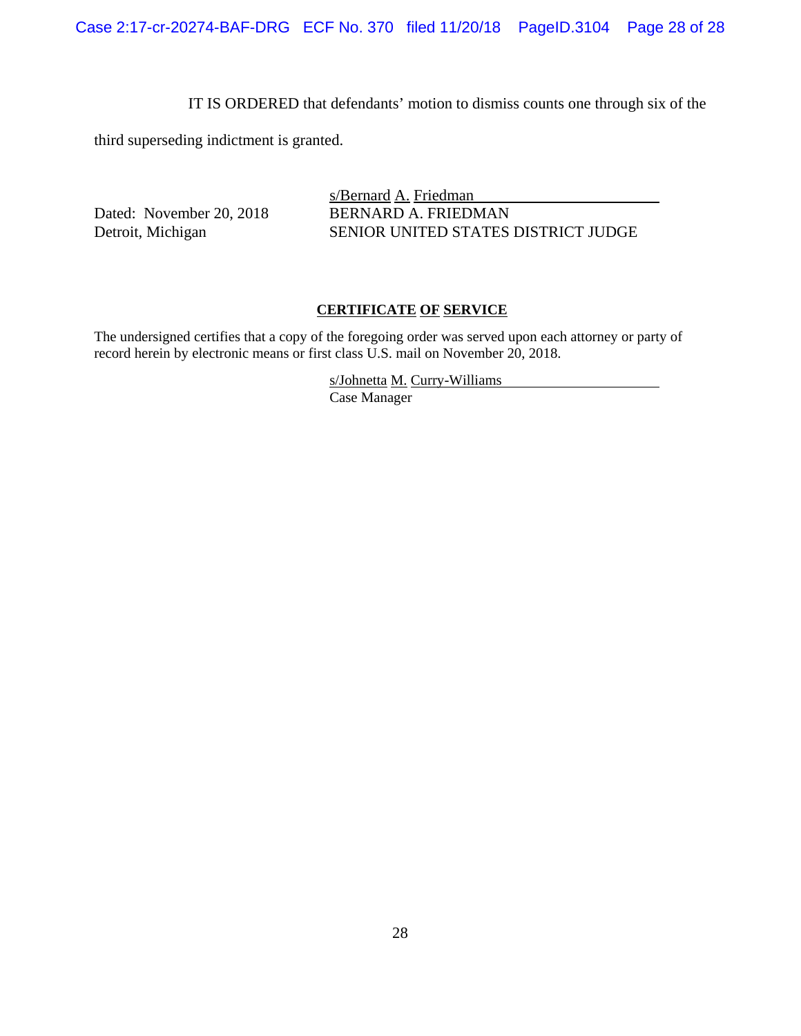IT IS ORDERED that defendants' motion to dismiss counts one through six of the third superseding indictment is granted.

Dated: November 20, 2018
Detroit, Michigan

s/Bernard A. Friedman
BERNARD A. FRIEDMAN
SENIOR UNITED STATES DISTRICT JUDGE

**CERTIFICATE OF SERVICE**

The undersigned certifies that a copy of the foregoing order was served upon each attorney or party of record herein by electronic means or first class U.S. mail on November 20, 2018.

s/Johnetta M. Curry-Williams
Case Manager